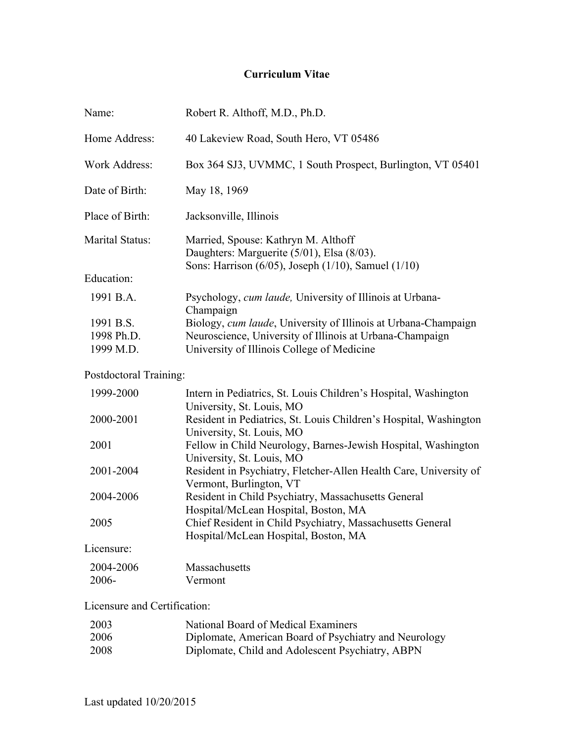# Curriculum Vitae

| | |
|---|---|
| Name: | Robert R. Althoff, M.D., Ph.D. |
| Home Address: | 40 Lakeview Road, South Hero, VT 05486 |
| Work Address: | Box 364 SJ3, UVMMC, 1 South Prospect, Burlington, VT 05401 |
| Date of Birth: | May 18, 1969 |
| Place of Birth: | Jacksonville, Illinois |
| Marital Status: | Married, Spouse: Kathryn M. Althoff<br>Daughters: Marguerite (5/01), Elsa (8/03).<br>Sons: Harrison (6/05), Joseph (1/10), Samuel (1/10) |

Education:

| | |
|---|---|
| 1991 B.A. | Psychology, *cum laude,* University of Illinois at Urbana-Champaign |
| 1991 B.S. | Biology, *cum laude*, University of Illinois at Urbana-Champaign |
| 1998 Ph.D. | Neuroscience, University of Illinois at Urbana-Champaign |
| 1999 M.D. | University of Illinois College of Medicine |

Postdoctoral Training:

| | |
|---|---|
| 1999-2000 | Intern in Pediatrics, St. Louis Children's Hospital, Washington University, St. Louis, MO |
| 2000-2001 | Resident in Pediatrics, St. Louis Children's Hospital, Washington University, St. Louis, MO |
| 2001 | Fellow in Child Neurology, Barnes-Jewish Hospital, Washington University, St. Louis, MO |
| 2001-2004 | Resident in Psychiatry, Fletcher-Allen Health Care, University of Vermont, Burlington, VT |
| 2004-2006 | Resident in Child Psychiatry, Massachusetts General Hospital/McLean Hospital, Boston, MA |
| 2005 | Chief Resident in Child Psychiatry, Massachusetts General Hospital/McLean Hospital, Boston, MA |

Licensure:

| | |
|---|---|
| 2004-2006 | Massachusetts |
| 2006- | Vermont |

Licensure and Certification:

| | |
|---|---|
| 2003 | National Board of Medical Examiners |
| 2006 | Diplomate, American Board of Psychiatry and Neurology |
| 2008 | Diplomate, Child and Adolescent Psychiatry, ABPN |

Last updated 10/20/2015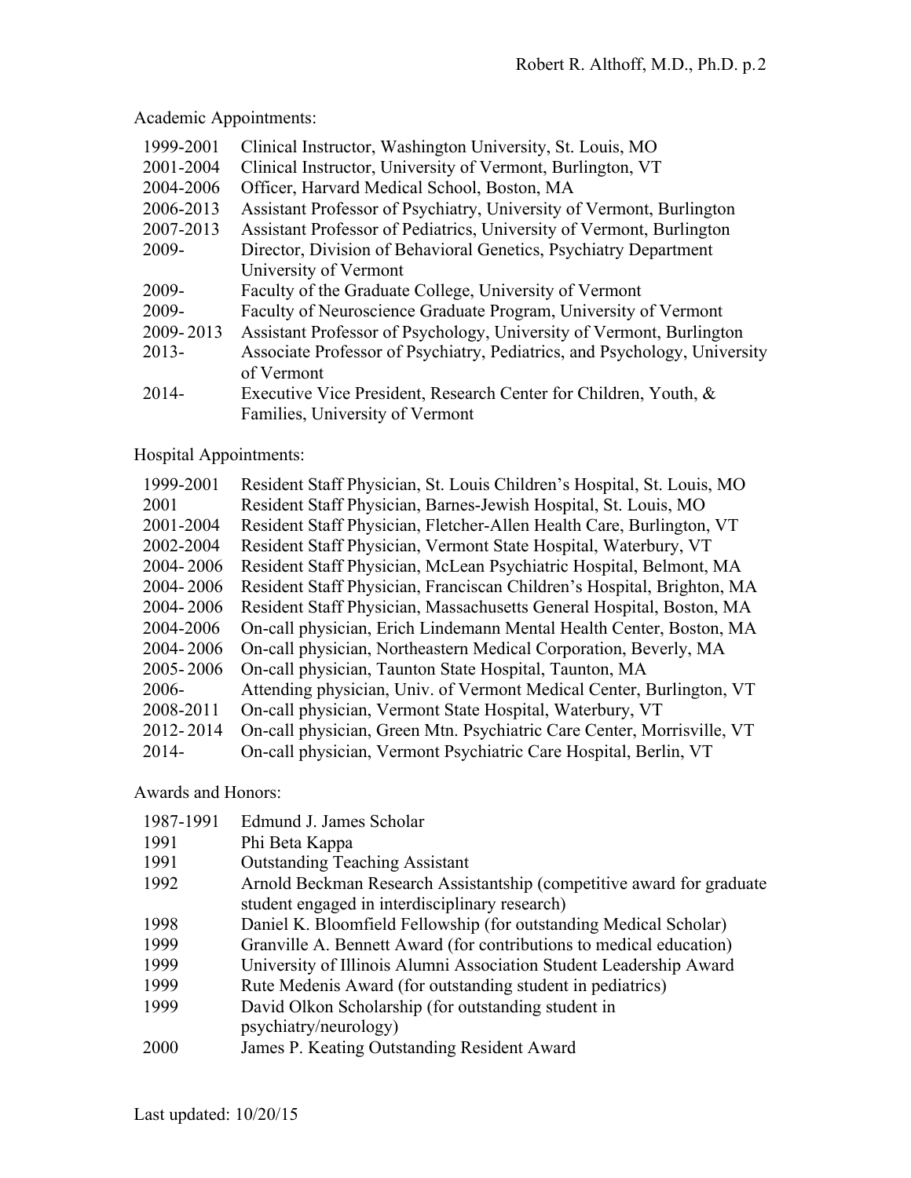Academic Appointments:

| | |
|---|---|
| 1999-2001 | Clinical Instructor, Washington University, St. Louis, MO |
| 2001-2004 | Clinical Instructor, University of Vermont, Burlington, VT |
| 2004-2006 | Officer, Harvard Medical School, Boston, MA |
| 2006-2013 | Assistant Professor of Psychiatry, University of Vermont, Burlington |
| 2007-2013 | Assistant Professor of Pediatrics, University of Vermont, Burlington |
| 2009- | Director, Division of Behavioral Genetics, Psychiatry Department University of Vermont |
| 2009- | Faculty of the Graduate College, University of Vermont |
| 2009- | Faculty of Neuroscience Graduate Program, University of Vermont |
| 2009- 2013 | Assistant Professor of Psychology, University of Vermont, Burlington |
| 2013- | Associate Professor of Psychiatry, Pediatrics, and Psychology, University of Vermont |
| 2014- | Executive Vice President, Research Center for Children, Youth, & Families, University of Vermont |

Hospital Appointments:

| | |
|---|---|
| 1999-2001 | Resident Staff Physician, St. Louis Children's Hospital, St. Louis, MO |
| 2001 | Resident Staff Physician, Barnes-Jewish Hospital, St. Louis, MO |
| 2001-2004 | Resident Staff Physician, Fletcher-Allen Health Care, Burlington, VT |
| 2002-2004 | Resident Staff Physician, Vermont State Hospital, Waterbury, VT |
| 2004- 2006 | Resident Staff Physician, McLean Psychiatric Hospital, Belmont, MA |
| 2004- 2006 | Resident Staff Physician, Franciscan Children's Hospital, Brighton, MA |
| 2004- 2006 | Resident Staff Physician, Massachusetts General Hospital, Boston, MA |
| 2004-2006 | On-call physician, Erich Lindemann Mental Health Center, Boston, MA |
| 2004- 2006 | On-call physician, Northeastern Medical Corporation, Beverly, MA |
| 2005- 2006 | On-call physician, Taunton State Hospital, Taunton, MA |
| 2006- | Attending physician, Univ. of Vermont Medical Center, Burlington, VT |
| 2008-2011 | On-call physician, Vermont State Hospital, Waterbury, VT |
| 2012- 2014 | On-call physician, Green Mtn. Psychiatric Care Center, Morrisville, VT |
| 2014- | On-call physician, Vermont Psychiatric Care Hospital, Berlin, VT |

Awards and Honors:

| | |
|---|---|
| 1987-1991 | Edmund J. James Scholar |
| 1991 | Phi Beta Kappa |
| 1991 | Outstanding Teaching Assistant |
| 1992 | Arnold Beckman Research Assistantship (competitive award for graduate student engaged in interdisciplinary research) |
| 1998 | Daniel K. Bloomfield Fellowship (for outstanding Medical Scholar) |
| 1999 | Granville A. Bennett Award (for contributions to medical education) |
| 1999 | University of Illinois Alumni Association Student Leadership Award |
| 1999 | Rute Medenis Award (for outstanding student in pediatrics) |
| 1999 | David Olkon Scholarship (for outstanding student in psychiatry/neurology) |
| 2000 | James P. Keating Outstanding Resident Award |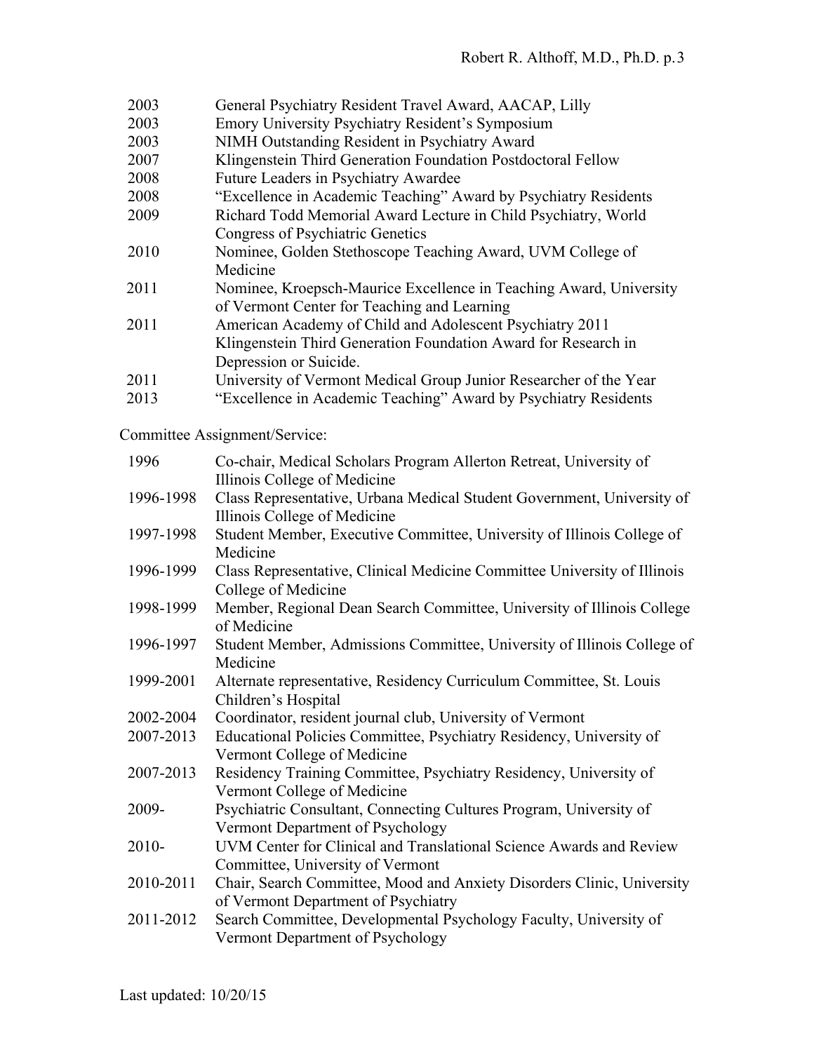| | |
|---|---|
| 2003 | General Psychiatry Resident Travel Award, AACAP, Lilly |
| 2003 | Emory University Psychiatry Resident's Symposium |
| 2003 | NIMH Outstanding Resident in Psychiatry Award |
| 2007 | Klingenstein Third Generation Foundation Postdoctoral Fellow |
| 2008 | Future Leaders in Psychiatry Awardee |
| 2008 | "Excellence in Academic Teaching" Award by Psychiatry Residents |
| 2009 | Richard Todd Memorial Award Lecture in Child Psychiatry, World Congress of Psychiatric Genetics |
| 2010 | Nominee, Golden Stethoscope Teaching Award, UVM College of Medicine |
| 2011 | Nominee, Kroepsch-Maurice Excellence in Teaching Award, University of Vermont Center for Teaching and Learning |
| 2011 | American Academy of Child and Adolescent Psychiatry 2011 Klingenstein Third Generation Foundation Award for Research in Depression or Suicide. |
| 2011 | University of Vermont Medical Group Junior Researcher of the Year |
| 2013 | "Excellence in Academic Teaching" Award by Psychiatry Residents |

Committee Assignment/Service:

| | |
|---|---|
| 1996 | Co-chair, Medical Scholars Program Allerton Retreat, University of Illinois College of Medicine |
| 1996-1998 | Class Representative, Urbana Medical Student Government, University of Illinois College of Medicine |
| 1997-1998 | Student Member, Executive Committee, University of Illinois College of Medicine |
| 1996-1999 | Class Representative, Clinical Medicine Committee University of Illinois College of Medicine |
| 1998-1999 | Member, Regional Dean Search Committee, University of Illinois College of Medicine |
| 1996-1997 | Student Member, Admissions Committee, University of Illinois College of Medicine |
| 1999-2001 | Alternate representative, Residency Curriculum Committee, St. Louis Children's Hospital |
| 2002-2004 | Coordinator, resident journal club, University of Vermont |
| 2007-2013 | Educational Policies Committee, Psychiatry Residency, University of Vermont College of Medicine |
| 2007-2013 | Residency Training Committee, Psychiatry Residency, University of Vermont College of Medicine |
| 2009- | Psychiatric Consultant, Connecting Cultures Program, University of Vermont Department of Psychology |
| 2010- | UVM Center for Clinical and Translational Science Awards and Review Committee, University of Vermont |
| 2010-2011 | Chair, Search Committee, Mood and Anxiety Disorders Clinic, University of Vermont Department of Psychiatry |
| 2011-2012 | Search Committee, Developmental Psychology Faculty, University of Vermont Department of Psychology |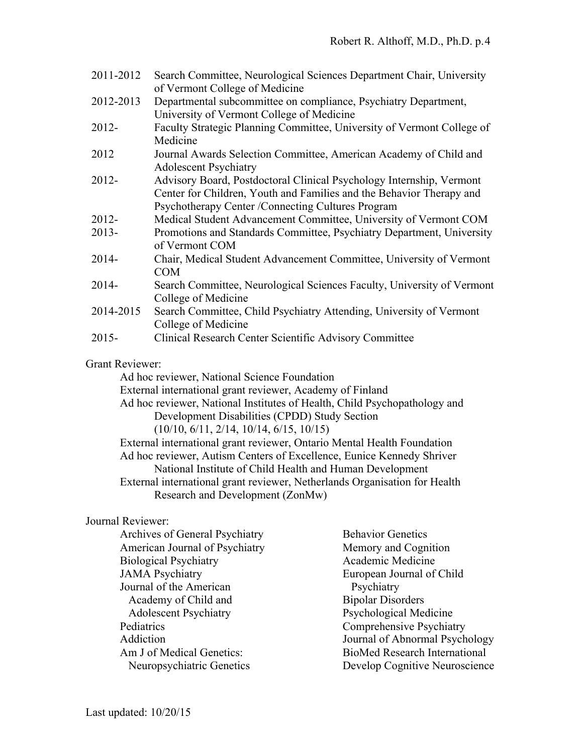| | |
|---|---|
| 2011-2012 | Search Committee, Neurological Sciences Department Chair, University of Vermont College of Medicine |
| 2012-2013 | Departmental subcommittee on compliance, Psychiatry Department, University of Vermont College of Medicine |
| 2012- | Faculty Strategic Planning Committee, University of Vermont College of Medicine |
| 2012 | Journal Awards Selection Committee, American Academy of Child and Adolescent Psychiatry |
| 2012- | Advisory Board, Postdoctoral Clinical Psychology Internship, Vermont Center for Children, Youth and Families and the Behavior Therapy and Psychotherapy Center /Connecting Cultures Program |
| 2012- | Medical Student Advancement Committee, University of Vermont COM |
| 2013- | Promotions and Standards Committee, Psychiatry Department, University of Vermont COM |
| 2014- | Chair, Medical Student Advancement Committee, University of Vermont COM |
| 2014- | Search Committee, Neurological Sciences Faculty, University of Vermont College of Medicine |
| 2014-2015 | Search Committee, Child Psychiatry Attending, University of Vermont College of Medicine |
| 2015- | Clinical Research Center Scientific Advisory Committee |

Grant Reviewer:

- Ad hoc reviewer, National Science Foundation
- External international grant reviewer, Academy of Finland
- Ad hoc reviewer, National Institutes of Health, Child Psychopathology and Development Disabilities (CPDD) Study Section (10/10, 6/11, 2/14, 10/14, 6/15, 10/15)
- External international grant reviewer, Ontario Mental Health Foundation
- Ad hoc reviewer, Autism Centers of Excellence, Eunice Kennedy Shriver National Institute of Child Health and Human Development
- External international grant reviewer, Netherlands Organisation for Health Research and Development (ZonMw)

Journal Reviewer:

- Archives of General Psychiatry
- American Journal of Psychiatry
- Biological Psychiatry
- JAMA Psychiatry
- Journal of the American Academy of Child and Adolescent Psychiatry
- Pediatrics
- Addiction
- Am J of Medical Genetics: Neuropsychiatric Genetics
- Behavior Genetics
- Memory and Cognition
- Academic Medicine
- European Journal of Child Psychiatry
- Bipolar Disorders
- Psychological Medicine
- Comprehensive Psychiatry
- Journal of Abnormal Psychology
- BioMed Research International
- Develop Cognitive Neuroscience

Last updated: 10/20/15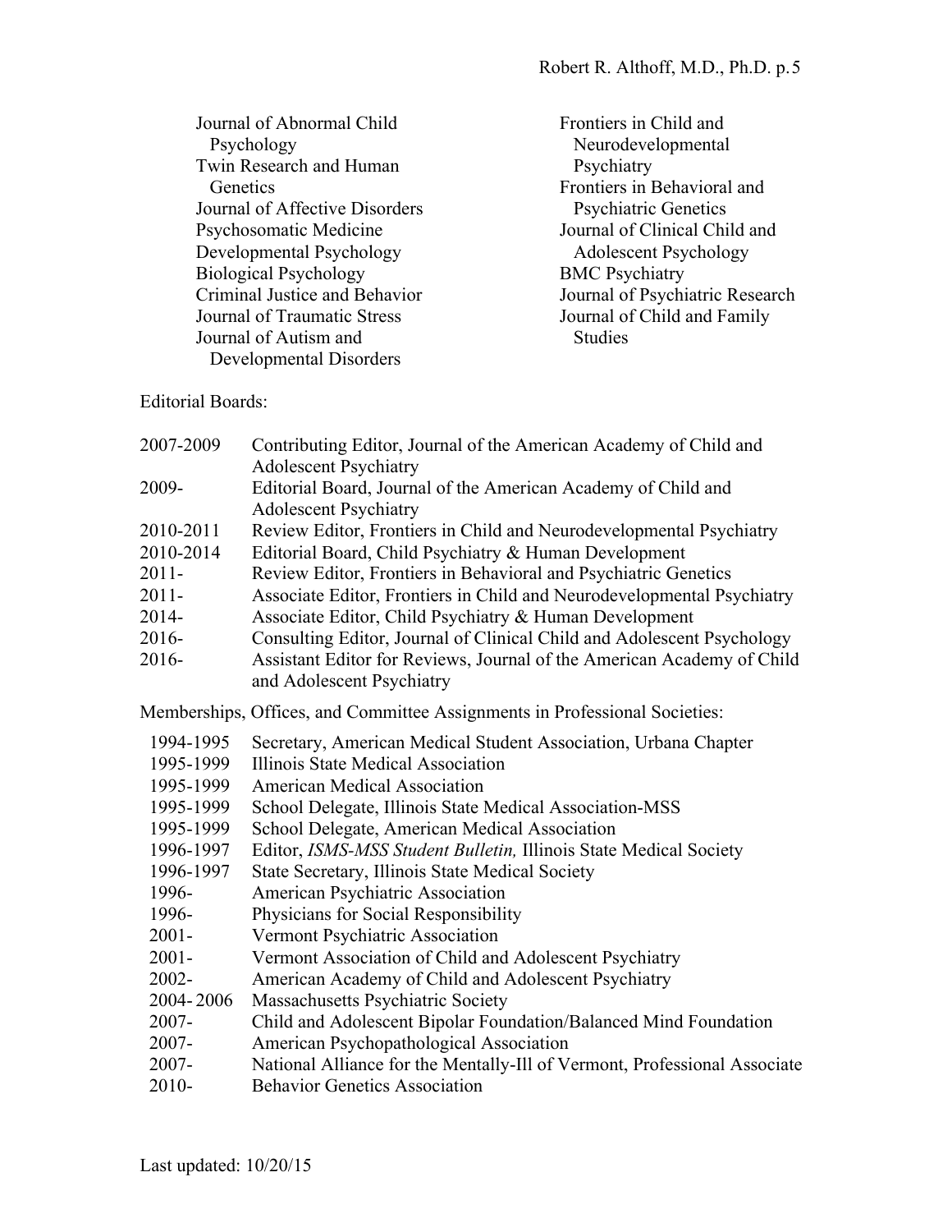- Journal of Abnormal Child Psychology
- Twin Research and Human Genetics
- Journal of Affective Disorders
- Psychosomatic Medicine
- Developmental Psychology
- Biological Psychology
- Criminal Justice and Behavior
- Journal of Traumatic Stress
- Journal of Autism and Developmental Disorders
- Frontiers in Child and Neurodevelopmental Psychiatry
- Frontiers in Behavioral and Psychiatric Genetics
- Journal of Clinical Child and Adolescent Psychology
- BMC Psychiatry
- Journal of Psychiatric Research
- Journal of Child and Family Studies

Editorial Boards:

| | |
|---|---|
| 2007-2009 | Contributing Editor, Journal of the American Academy of Child and Adolescent Psychiatry |
| 2009- | Editorial Board, Journal of the American Academy of Child and Adolescent Psychiatry |
| 2010-2011 | Review Editor, Frontiers in Child and Neurodevelopmental Psychiatry |
| 2010-2014 | Editorial Board, Child Psychiatry & Human Development |
| 2011- | Review Editor, Frontiers in Behavioral and Psychiatric Genetics |
| 2011- | Associate Editor, Frontiers in Child and Neurodevelopmental Psychiatry |
| 2014- | Associate Editor, Child Psychiatry & Human Development |
| 2016- | Consulting Editor, Journal of Clinical Child and Adolescent Psychology |
| 2016- | Assistant Editor for Reviews, Journal of the American Academy of Child and Adolescent Psychiatry |

Memberships, Offices, and Committee Assignments in Professional Societies:

| | |
|---|---|
| 1994-1995 | Secretary, American Medical Student Association, Urbana Chapter |
| 1995-1999 | Illinois State Medical Association |
| 1995-1999 | American Medical Association |
| 1995-1999 | School Delegate, Illinois State Medical Association-MSS |
| 1995-1999 | School Delegate, American Medical Association |
| 1996-1997 | Editor, *ISMS-MSS Student Bulletin,* Illinois State Medical Society |
| 1996-1997 | State Secretary, Illinois State Medical Society |
| 1996- | American Psychiatric Association |
| 1996- | Physicians for Social Responsibility |
| 2001- | Vermont Psychiatric Association |
| 2001- | Vermont Association of Child and Adolescent Psychiatry |
| 2002- | American Academy of Child and Adolescent Psychiatry |
| 2004-2006 | Massachusetts Psychiatric Society |
| 2007- | Child and Adolescent Bipolar Foundation/Balanced Mind Foundation |
| 2007- | American Psychopathological Association |
| 2007- | National Alliance for the Mentally-Ill of Vermont, Professional Associate |
| 2010- | Behavior Genetics Association |

Last updated: 10/20/15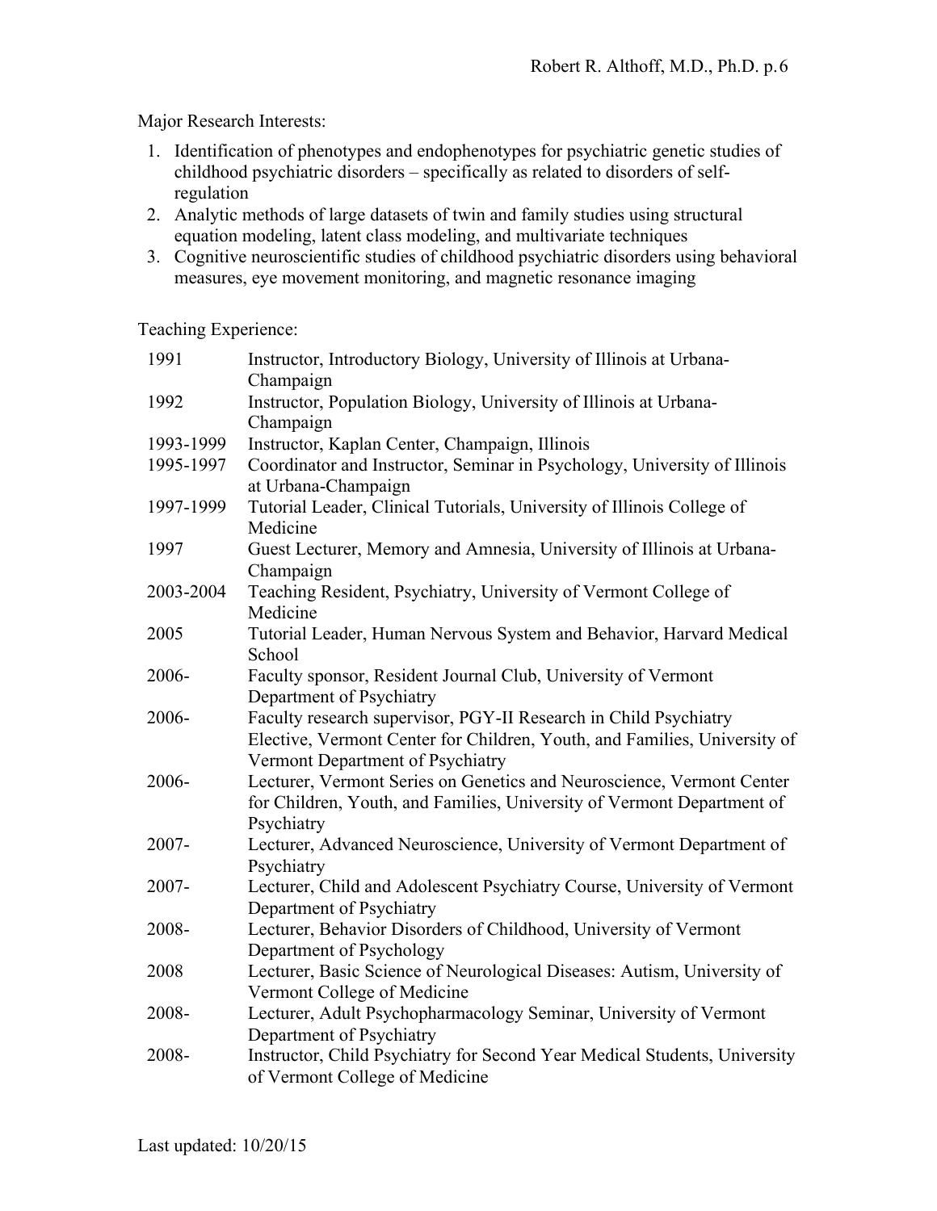Major Research Interests:

1. Identification of phenotypes and endophenotypes for psychiatric genetic studies of childhood psychiatric disorders – specifically as related to disorders of self-regulation
2. Analytic methods of large datasets of twin and family studies using structural equation modeling, latent class modeling, and multivariate techniques
3. Cognitive neuroscientific studies of childhood psychiatric disorders using behavioral measures, eye movement monitoring, and magnetic resonance imaging

Teaching Experience:

| | |
|---|---|
| 1991 | Instructor, Introductory Biology, University of Illinois at Urbana-Champaign |
| 1992 | Instructor, Population Biology, University of Illinois at Urbana-Champaign |
| 1993-1999 | Instructor, Kaplan Center, Champaign, Illinois |
| 1995-1997 | Coordinator and Instructor, Seminar in Psychology, University of Illinois at Urbana-Champaign |
| 1997-1999 | Tutorial Leader, Clinical Tutorials, University of Illinois College of Medicine |
| 1997 | Guest Lecturer, Memory and Amnesia, University of Illinois at Urbana-Champaign |
| 2003-2004 | Teaching Resident, Psychiatry, University of Vermont College of Medicine |
| 2005 | Tutorial Leader, Human Nervous System and Behavior, Harvard Medical School |
| 2006- | Faculty sponsor, Resident Journal Club, University of Vermont Department of Psychiatry |
| 2006- | Faculty research supervisor, PGY-II Research in Child Psychiatry Elective, Vermont Center for Children, Youth, and Families, University of Vermont Department of Psychiatry |
| 2006- | Lecturer, Vermont Series on Genetics and Neuroscience, Vermont Center for Children, Youth, and Families, University of Vermont Department of Psychiatry |
| 2007- | Lecturer, Advanced Neuroscience, University of Vermont Department of Psychiatry |
| 2007- | Lecturer, Child and Adolescent Psychiatry Course, University of Vermont Department of Psychiatry |
| 2008- | Lecturer, Behavior Disorders of Childhood, University of Vermont Department of Psychology |
| 2008 | Lecturer, Basic Science of Neurological Diseases: Autism, University of Vermont College of Medicine |
| 2008- | Lecturer, Adult Psychopharmacology Seminar, University of Vermont Department of Psychiatry |
| 2008- | Instructor, Child Psychiatry for Second Year Medical Students, University of Vermont College of Medicine |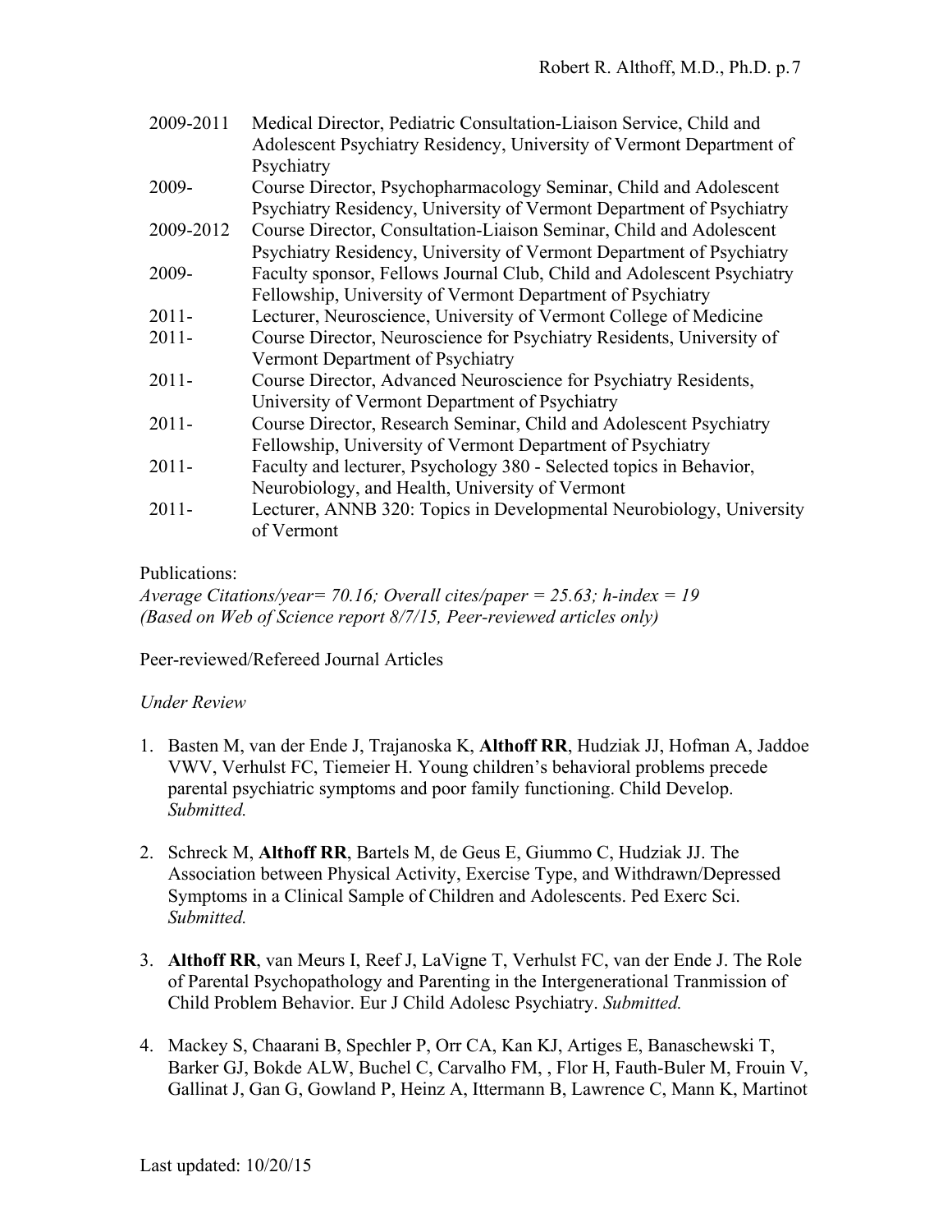| | |
|---|---|
| 2009-2011 | Medical Director, Pediatric Consultation-Liaison Service, Child and Adolescent Psychiatry Residency, University of Vermont Department of Psychiatry |
| 2009- | Course Director, Psychopharmacology Seminar, Child and Adolescent Psychiatry Residency, University of Vermont Department of Psychiatry |
| 2009-2012 | Course Director, Consultation-Liaison Seminar, Child and Adolescent Psychiatry Residency, University of Vermont Department of Psychiatry |
| 2009- | Faculty sponsor, Fellows Journal Club, Child and Adolescent Psychiatry Fellowship, University of Vermont Department of Psychiatry |
| 2011- | Lecturer, Neuroscience, University of Vermont College of Medicine |
| 2011- | Course Director, Neuroscience for Psychiatry Residents, University of Vermont Department of Psychiatry |
| 2011- | Course Director, Advanced Neuroscience for Psychiatry Residents, University of Vermont Department of Psychiatry |
| 2011- | Course Director, Research Seminar, Child and Adolescent Psychiatry Fellowship, University of Vermont Department of Psychiatry |
| 2011- | Faculty and lecturer, Psychology 380 - Selected topics in Behavior, Neurobiology, and Health, University of Vermont |
| 2011- | Lecturer, ANNB 320: Topics in Developmental Neurobiology, University of Vermont |

Publications:
*Average Citations/year= 70.16; Overall cites/paper = 25.63; h-index = 19*
*(Based on Web of Science report 8/7/15, Peer-reviewed articles only)*

Peer-reviewed/Refereed Journal Articles

*Under Review*

1. Basten M, van der Ende J, Trajanoska K, **Althoff RR**, Hudziak JJ, Hofman A, Jaddoe VWV, Verhulst FC, Tiemeier H. Young children's behavioral problems precede parental psychiatric symptoms and poor family functioning. Child Develop. *Submitted.*

2. Schreck M, **Althoff RR**, Bartels M, de Geus E, Giummo C, Hudziak JJ. The Association between Physical Activity, Exercise Type, and Withdrawn/Depressed Symptoms in a Clinical Sample of Children and Adolescents. Ped Exerc Sci. *Submitted.*

3. **Althoff RR**, van Meurs I, Reef J, LaVigne T, Verhulst FC, van der Ende J. The Role of Parental Psychopathology and Parenting in the Intergenerational Tranmission of Child Problem Behavior. Eur J Child Adolesc Psychiatry. *Submitted.*

4. Mackey S, Chaarani B, Spechler P, Orr CA, Kan KJ, Artiges E, Banaschewski T, Barker GJ, Bokde ALW, Buchel C, Carvalho FM, , Flor H, Fauth-Buler M, Frouin V, Gallinat J, Gan G, Gowland P, Heinz A, Ittermann B, Lawrence C, Mann K, Martinot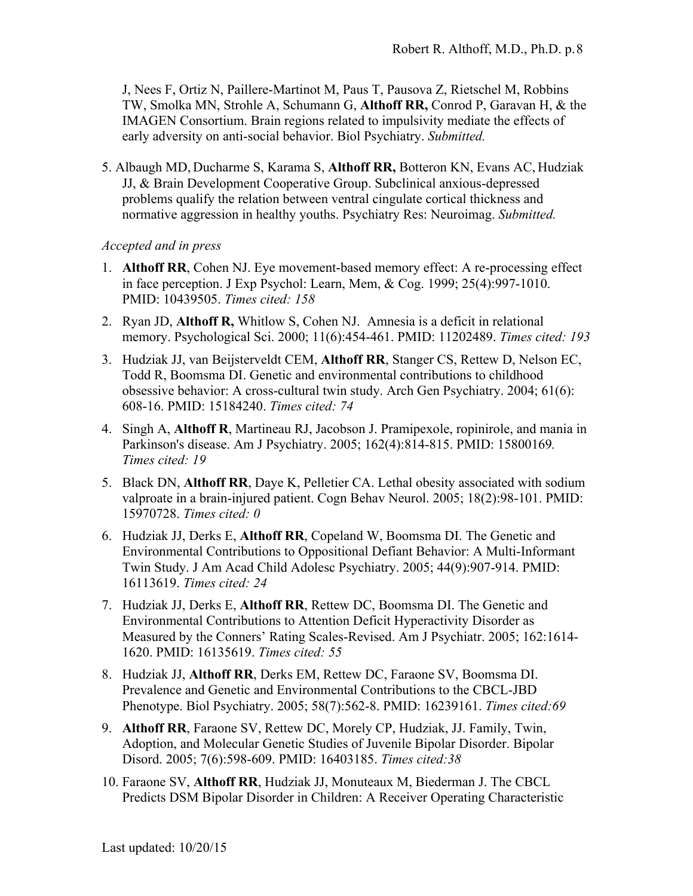J, Nees F, Ortiz N, Paillere-Martinot M, Paus T, Pausova Z, Rietschel M, Robbins TW, Smolka MN, Strohle A, Schumann G, **Althoff RR,** Conrod P, Garavan H, & the IMAGEN Consortium. Brain regions related to impulsivity mediate the effects of early adversity on anti-social behavior. Biol Psychiatry. *Submitted.*

5. Albaugh MD, Ducharme S, Karama S, **Althoff RR,** Botteron KN, Evans AC, Hudziak JJ, & Brain Development Cooperative Group. Subclinical anxious-depressed problems qualify the relation between ventral cingulate cortical thickness and normative aggression in healthy youths. Psychiatry Res: Neuroimag. *Submitted.*

*Accepted and in press*

1. **Althoff RR**, Cohen NJ. Eye movement-based memory effect: A re-processing effect in face perception. J Exp Psychol: Learn, Mem, & Cog. 1999; 25(4):997-1010. PMID: 10439505. *Times cited: 158*
2. Ryan JD, **Althoff R,** Whitlow S, Cohen NJ. Amnesia is a deficit in relational memory. Psychological Sci. 2000; 11(6):454-461. PMID: 11202489. *Times cited: 193*
3. Hudziak JJ, van Beijsterveldt CEM, **Althoff RR**, Stanger CS, Rettew D, Nelson EC, Todd R, Boomsma DI. Genetic and environmental contributions to childhood obsessive behavior: A cross-cultural twin study. Arch Gen Psychiatry. 2004; 61(6): 608-16. PMID: 15184240. *Times cited: 74*
4. Singh A, **Althoff R**, Martineau RJ, Jacobson J. Pramipexole, ropinirole, and mania in Parkinson's disease. Am J Psychiatry. 2005; 162(4):814-815. PMID: 15800169*. Times cited: 19*
5. Black DN, **Althoff RR**, Daye K, Pelletier CA. Lethal obesity associated with sodium valproate in a brain-injured patient. Cogn Behav Neurol. 2005; 18(2):98-101. PMID: 15970728. *Times cited: 0*
6. Hudziak JJ, Derks E, **Althoff RR**, Copeland W, Boomsma DI. The Genetic and Environmental Contributions to Oppositional Defiant Behavior: A Multi-Informant Twin Study. J Am Acad Child Adolesc Psychiatry. 2005; 44(9):907-914. PMID: 16113619. *Times cited: 24*
7. Hudziak JJ, Derks E, **Althoff RR**, Rettew DC, Boomsma DI. The Genetic and Environmental Contributions to Attention Deficit Hyperactivity Disorder as Measured by the Conners' Rating Scales-Revised. Am J Psychiatr. 2005; 162:1614-1620. PMID: 16135619. *Times cited: 55*
8. Hudziak JJ, **Althoff RR**, Derks EM, Rettew DC, Faraone SV, Boomsma DI. Prevalence and Genetic and Environmental Contributions to the CBCL-JBD Phenotype. Biol Psychiatry. 2005; 58(7):562-8. PMID: 16239161. *Times cited:69*
9. **Althoff RR**, Faraone SV, Rettew DC, Morely CP, Hudziak, JJ. Family, Twin, Adoption, and Molecular Genetic Studies of Juvenile Bipolar Disorder. Bipolar Disord. 2005; 7(6):598-609. PMID: 16403185. *Times cited:38*
10. Faraone SV, **Althoff RR**, Hudziak JJ, Monuteaux M, Biederman J. The CBCL Predicts DSM Bipolar Disorder in Children: A Receiver Operating Characteristic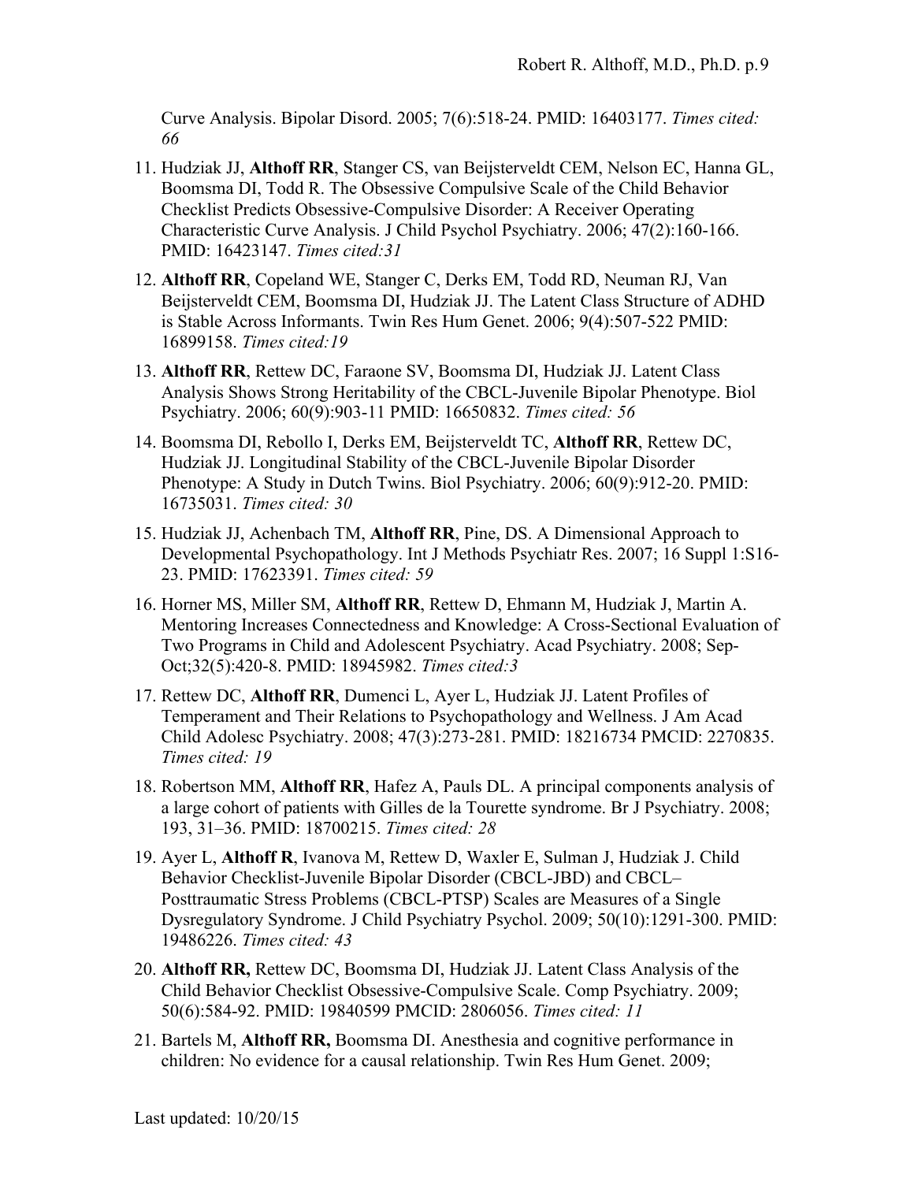Curve Analysis. Bipolar Disord. 2005; 7(6):518-24. PMID: 16403177. *Times cited: 66*

11. Hudziak JJ, **Althoff RR**, Stanger CS, van Beijsterveldt CEM, Nelson EC, Hanna GL, Boomsma DI, Todd R. The Obsessive Compulsive Scale of the Child Behavior Checklist Predicts Obsessive-Compulsive Disorder: A Receiver Operating Characteristic Curve Analysis. J Child Psychol Psychiatry. 2006; 47(2):160-166. PMID: 16423147. *Times cited:31*

12. **Althoff RR**, Copeland WE, Stanger C, Derks EM, Todd RD, Neuman RJ, Van Beijsterveldt CEM, Boomsma DI, Hudziak JJ. The Latent Class Structure of ADHD is Stable Across Informants. Twin Res Hum Genet. 2006; 9(4):507-522 PMID: 16899158. *Times cited:19*

13. **Althoff RR**, Rettew DC, Faraone SV, Boomsma DI, Hudziak JJ. Latent Class Analysis Shows Strong Heritability of the CBCL-Juvenile Bipolar Phenotype. Biol Psychiatry. 2006; 60(9):903-11 PMID: 16650832. *Times cited: 56*

14. Boomsma DI, Rebollo I, Derks EM, Beijsterveldt TC, **Althoff RR**, Rettew DC, Hudziak JJ. Longitudinal Stability of the CBCL-Juvenile Bipolar Disorder Phenotype: A Study in Dutch Twins. Biol Psychiatry. 2006; 60(9):912-20. PMID: 16735031. *Times cited: 30*

15. Hudziak JJ, Achenbach TM, **Althoff RR**, Pine, DS. A Dimensional Approach to Developmental Psychopathology. Int J Methods Psychiatr Res. 2007; 16 Suppl 1:S16-23. PMID: 17623391. *Times cited: 59*

16. Horner MS, Miller SM, **Althoff RR**, Rettew D, Ehmann M, Hudziak J, Martin A. Mentoring Increases Connectedness and Knowledge: A Cross-Sectional Evaluation of Two Programs in Child and Adolescent Psychiatry. Acad Psychiatry. 2008; Sep-Oct;32(5):420-8. PMID: 18945982. *Times cited:3*

17. Rettew DC, **Althoff RR**, Dumenci L, Ayer L, Hudziak JJ. Latent Profiles of Temperament and Their Relations to Psychopathology and Wellness. J Am Acad Child Adolesc Psychiatry. 2008; 47(3):273-281. PMID: 18216734 PMCID: 2270835. *Times cited: 19*

18. Robertson MM, **Althoff RR**, Hafez A, Pauls DL. A principal components analysis of a large cohort of patients with Gilles de la Tourette syndrome. Br J Psychiatry. 2008; 193, 31–36. PMID: 18700215. *Times cited: 28*

19. Ayer L, **Althoff R**, Ivanova M, Rettew D, Waxler E, Sulman J, Hudziak J. Child Behavior Checklist-Juvenile Bipolar Disorder (CBCL-JBD) and CBCL–Posttraumatic Stress Problems (CBCL-PTSP) Scales are Measures of a Single Dysregulatory Syndrome. J Child Psychiatry Psychol. 2009; 50(10):1291-300. PMID: 19486226. *Times cited: 43*

20. **Althoff RR,** Rettew DC, Boomsma DI, Hudziak JJ. Latent Class Analysis of the Child Behavior Checklist Obsessive-Compulsive Scale. Comp Psychiatry. 2009; 50(6):584-92. PMID: 19840599 PMCID: 2806056. *Times cited: 11*

21. Bartels M, **Althoff RR,** Boomsma DI. Anesthesia and cognitive performance in children: No evidence for a causal relationship. Twin Res Hum Genet. 2009;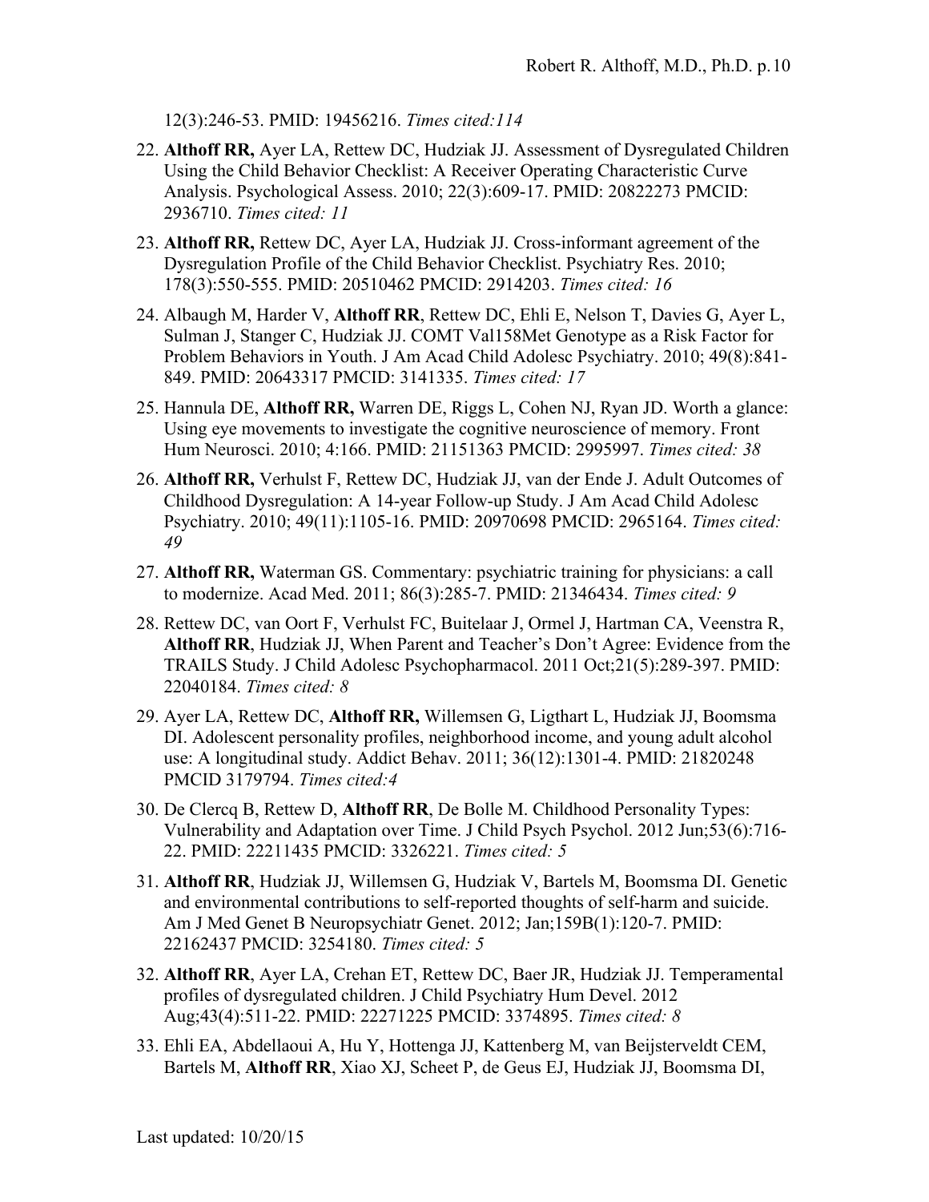12(3):246-53. PMID: 19456216. *Times cited:114*

22. **Althoff RR,** Ayer LA, Rettew DC, Hudziak JJ. Assessment of Dysregulated Children Using the Child Behavior Checklist: A Receiver Operating Characteristic Curve Analysis. Psychological Assess. 2010; 22(3):609-17. PMID: 20822273 PMCID: 2936710. *Times cited: 11*
23. **Althoff RR,** Rettew DC, Ayer LA, Hudziak JJ. Cross-informant agreement of the Dysregulation Profile of the Child Behavior Checklist. Psychiatry Res. 2010; 178(3):550-555. PMID: 20510462 PMCID: 2914203. *Times cited: 16*
24. Albaugh M, Harder V, **Althoff RR**, Rettew DC, Ehli E, Nelson T, Davies G, Ayer L, Sulman J, Stanger C, Hudziak JJ. COMT Val158Met Genotype as a Risk Factor for Problem Behaviors in Youth. J Am Acad Child Adolesc Psychiatry. 2010; 49(8):841-849. PMID: 20643317 PMCID: 3141335. *Times cited: 17*
25. Hannula DE, **Althoff RR,** Warren DE, Riggs L, Cohen NJ, Ryan JD. Worth a glance: Using eye movements to investigate the cognitive neuroscience of memory. Front Hum Neurosci. 2010; 4:166. PMID: 21151363 PMCID: 2995997. *Times cited: 38*
26. **Althoff RR,** Verhulst F, Rettew DC, Hudziak JJ, van der Ende J. Adult Outcomes of Childhood Dysregulation: A 14-year Follow-up Study. J Am Acad Child Adolesc Psychiatry. 2010; 49(11):1105-16. PMID: 20970698 PMCID: 2965164. *Times cited: 49*
27. **Althoff RR,** Waterman GS. Commentary: psychiatric training for physicians: a call to modernize. Acad Med. 2011; 86(3):285-7. PMID: 21346434. *Times cited: 9*
28. Rettew DC, van Oort F, Verhulst FC, Buitelaar J, Ormel J, Hartman CA, Veenstra R, **Althoff RR**, Hudziak JJ, When Parent and Teacher's Don't Agree: Evidence from the TRAILS Study. J Child Adolesc Psychopharmacol. 2011 Oct;21(5):289-397. PMID: 22040184. *Times cited: 8*
29. Ayer LA, Rettew DC, **Althoff RR,** Willemsen G, Ligthart L, Hudziak JJ, Boomsma DI. Adolescent personality profiles, neighborhood income, and young adult alcohol use: A longitudinal study. Addict Behav. 2011; 36(12):1301-4. PMID: 21820248 PMCID 3179794. *Times cited:4*
30. De Clercq B, Rettew D, **Althoff RR**, De Bolle M. Childhood Personality Types: Vulnerability and Adaptation over Time. J Child Psych Psychol. 2012 Jun;53(6):716-22. PMID: 22211435 PMCID: 3326221. *Times cited: 5*
31. **Althoff RR**, Hudziak JJ, Willemsen G, Hudziak V, Bartels M, Boomsma DI. Genetic and environmental contributions to self-reported thoughts of self-harm and suicide. Am J Med Genet B Neuropsychiatr Genet. 2012; Jan;159B(1):120-7. PMID: 22162437 PMCID: 3254180. *Times cited: 5*
32. **Althoff RR**, Ayer LA, Crehan ET, Rettew DC, Baer JR, Hudziak JJ. Temperamental profiles of dysregulated children. J Child Psychiatry Hum Devel. 2012 Aug;43(4):511-22. PMID: 22271225 PMCID: 3374895. *Times cited: 8*
33. Ehli EA, Abdellaoui A, Hu Y, Hottenga JJ, Kattenberg M, van Beijsterveldt CEM, Bartels M, **Althoff RR**, Xiao XJ, Scheet P, de Geus EJ, Hudziak JJ, Boomsma DI,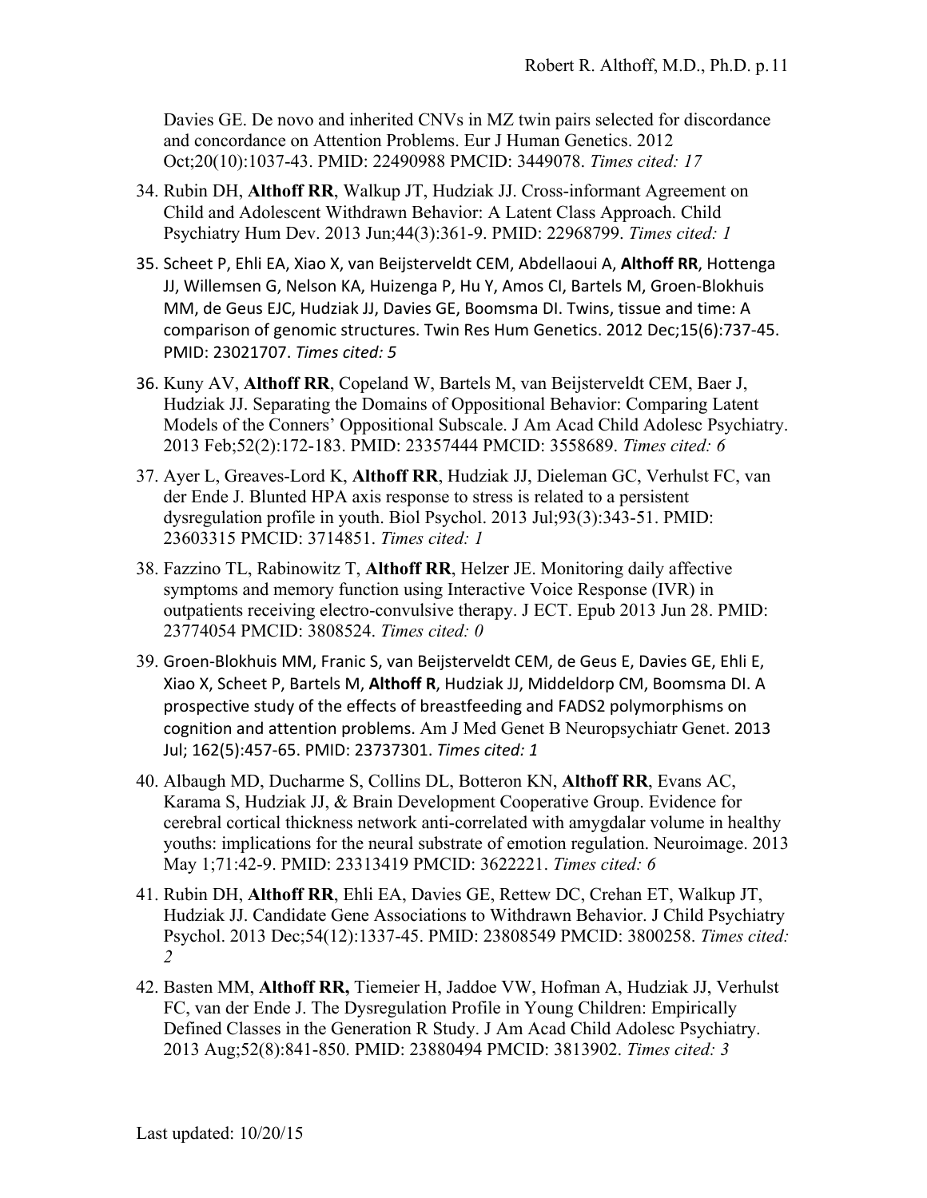Davies GE. De novo and inherited CNVs in MZ twin pairs selected for discordance and concordance on Attention Problems. Eur J Human Genetics. 2012 Oct;20(10):1037-43. PMID: 22490988 PMCID: 3449078. *Times cited: 17*

34. Rubin DH, **Althoff RR**, Walkup JT, Hudziak JJ. Cross-informant Agreement on Child and Adolescent Withdrawn Behavior: A Latent Class Approach. Child Psychiatry Hum Dev. 2013 Jun;44(3):361-9. PMID: 22968799. *Times cited: 1*
35. Scheet P, Ehli EA, Xiao X, van Beijsterveldt CEM, Abdellaoui A, **Althoff RR**, Hottenga JJ, Willemsen G, Nelson KA, Huizenga P, Hu Y, Amos CI, Bartels M, Groen-Blokhuis MM, de Geus EJC, Hudziak JJ, Davies GE, Boomsma DI. Twins, tissue and time: A comparison of genomic structures. Twin Res Hum Genetics. 2012 Dec;15(6):737-45. PMID: 23021707. *Times cited: 5*
36. Kuny AV, **Althoff RR**, Copeland W, Bartels M, van Beijsterveldt CEM, Baer J, Hudziak JJ. Separating the Domains of Oppositional Behavior: Comparing Latent Models of the Conners' Oppositional Subscale. J Am Acad Child Adolesc Psychiatry. 2013 Feb;52(2):172-183. PMID: 23357444 PMCID: 3558689. *Times cited: 6*
37. Ayer L, Greaves-Lord K, **Althoff RR**, Hudziak JJ, Dieleman GC, Verhulst FC, van der Ende J. Blunted HPA axis response to stress is related to a persistent dysregulation profile in youth. Biol Psychol. 2013 Jul;93(3):343-51. PMID: 23603315 PMCID: 3714851. *Times cited: 1*
38. Fazzino TL, Rabinowitz T, **Althoff RR**, Helzer JE. Monitoring daily affective symptoms and memory function using Interactive Voice Response (IVR) in outpatients receiving electro-convulsive therapy. J ECT. Epub 2013 Jun 28. PMID: 23774054 PMCID: 3808524. *Times cited: 0*
39. Groen-Blokhuis MM, Franic S, van Beijsterveldt CEM, de Geus E, Davies GE, Ehli E, Xiao X, Scheet P, Bartels M, **Althoff R**, Hudziak JJ, Middeldorp CM, Boomsma DI. A prospective study of the effects of breastfeeding and FADS2 polymorphisms on cognition and attention problems. Am J Med Genet B Neuropsychiatr Genet. 2013 Jul; 162(5):457-65. PMID: 23737301. *Times cited: 1*
40. Albaugh MD, Ducharme S, Collins DL, Botteron KN, **Althoff RR**, Evans AC, Karama S, Hudziak JJ, & Brain Development Cooperative Group. Evidence for cerebral cortical thickness network anti-correlated with amygdalar volume in healthy youths: implications for the neural substrate of emotion regulation. Neuroimage. 2013 May 1;71:42-9. PMID: 23313419 PMCID: 3622221. *Times cited: 6*
41. Rubin DH, **Althoff RR**, Ehli EA, Davies GE, Rettew DC, Crehan ET, Walkup JT, Hudziak JJ. Candidate Gene Associations to Withdrawn Behavior. J Child Psychiatry Psychol. 2013 Dec;54(12):1337-45. PMID: 23808549 PMCID: 3800258. *Times cited: 2*
42. Basten MM, **Althoff RR,** Tiemeier H, Jaddoe VW, Hofman A, Hudziak JJ, Verhulst FC, van der Ende J. The Dysregulation Profile in Young Children: Empirically Defined Classes in the Generation R Study. J Am Acad Child Adolesc Psychiatry. 2013 Aug;52(8):841-850. PMID: 23880494 PMCID: 3813902. *Times cited: 3*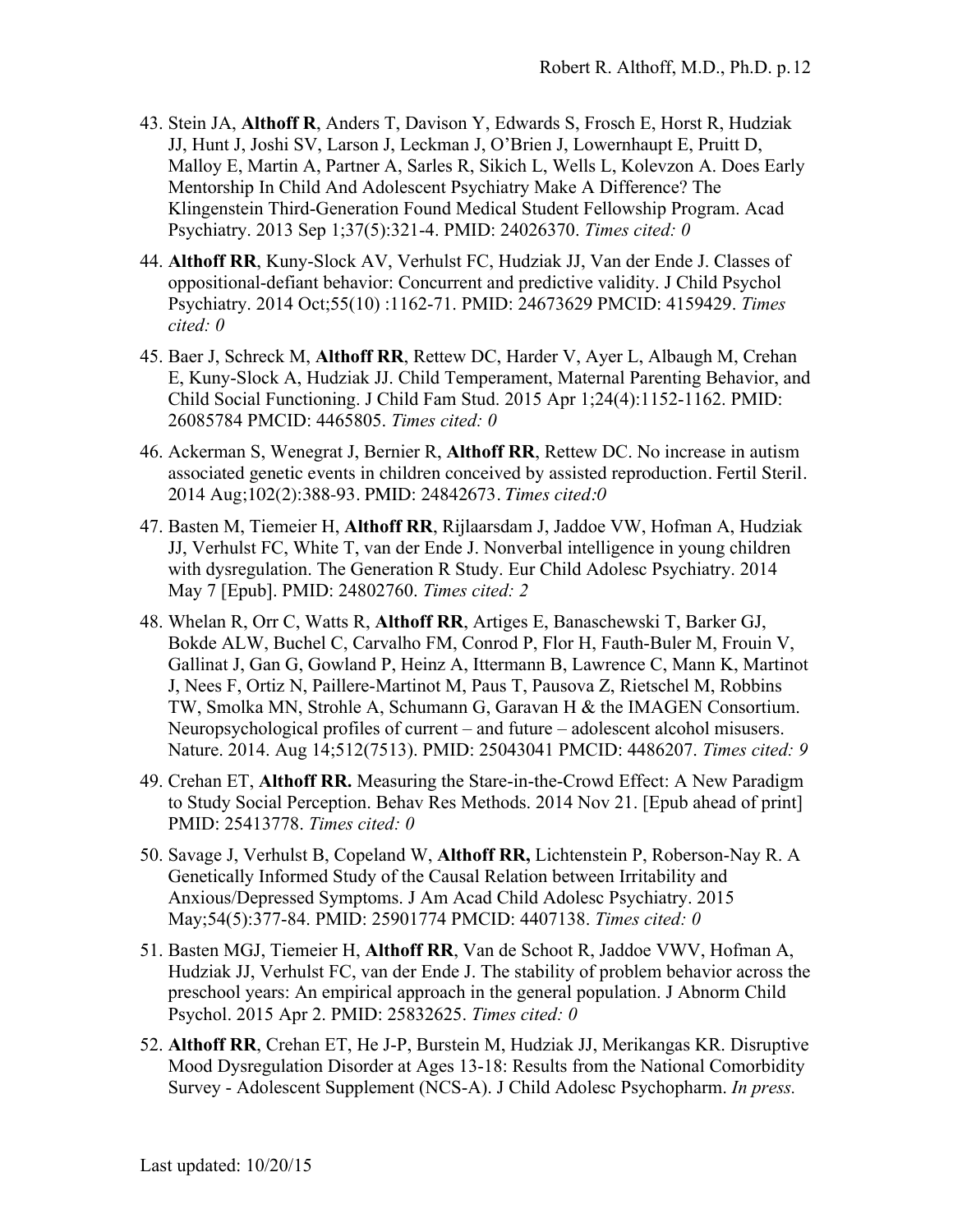43. Stein JA, **Althoff R**, Anders T, Davison Y, Edwards S, Frosch E, Horst R, Hudziak JJ, Hunt J, Joshi SV, Larson J, Leckman J, O'Brien J, Lowernhaupt E, Pruitt D, Malloy E, Martin A, Partner A, Sarles R, Sikich L, Wells L, Kolevzon A. Does Early Mentorship In Child And Adolescent Psychiatry Make A Difference? The Klingenstein Third-Generation Found Medical Student Fellowship Program. Acad Psychiatry. 2013 Sep 1;37(5):321-4. PMID: 24026370. *Times cited: 0*

44. **Althoff RR**, Kuny-Slock AV, Verhulst FC, Hudziak JJ, Van der Ende J. Classes of oppositional-defiant behavior: Concurrent and predictive validity. J Child Psychol Psychiatry. 2014 Oct;55(10) :1162-71. PMID: 24673629 PMCID: 4159429. *Times cited: 0*

45. Baer J, Schreck M, **Althoff RR**, Rettew DC, Harder V, Ayer L, Albaugh M, Crehan E, Kuny-Slock A, Hudziak JJ. Child Temperament, Maternal Parenting Behavior, and Child Social Functioning. J Child Fam Stud. 2015 Apr 1;24(4):1152-1162. PMID: 26085784 PMCID: 4465805. *Times cited: 0*

46. Ackerman S, Wenegrat J, Bernier R, **Althoff RR**, Rettew DC. No increase in autism associated genetic events in children conceived by assisted reproduction. Fertil Steril. 2014 Aug;102(2):388-93. PMID: 24842673. *Times cited:0*

47. Basten M, Tiemeier H, **Althoff RR**, Rijlaarsdam J, Jaddoe VW, Hofman A, Hudziak JJ, Verhulst FC, White T, van der Ende J. Nonverbal intelligence in young children with dysregulation. The Generation R Study. Eur Child Adolesc Psychiatry. 2014 May 7 [Epub]. PMID: 24802760. *Times cited: 2*

48. Whelan R, Orr C, Watts R, **Althoff RR**, Artiges E, Banaschewski T, Barker GJ, Bokde ALW, Buchel C, Carvalho FM, Conrod P, Flor H, Fauth-Buler M, Frouin V, Gallinat J, Gan G, Gowland P, Heinz A, Ittermann B, Lawrence C, Mann K, Martinot J, Nees F, Ortiz N, Paillere-Martinot M, Paus T, Pausova Z, Rietschel M, Robbins TW, Smolka MN, Strohle A, Schumann G, Garavan H & the IMAGEN Consortium. Neuropsychological profiles of current – and future – adolescent alcohol misusers. Nature. 2014. Aug 14;512(7513). PMID: 25043041 PMCID: 4486207. *Times cited: 9*

49. Crehan ET, **Althoff RR.** Measuring the Stare-in-the-Crowd Effect: A New Paradigm to Study Social Perception. Behav Res Methods. 2014 Nov 21. [Epub ahead of print] PMID: 25413778. *Times cited: 0*

50. Savage J, Verhulst B, Copeland W, **Althoff RR,** Lichtenstein P, Roberson-Nay R. A Genetically Informed Study of the Causal Relation between Irritability and Anxious/Depressed Symptoms. J Am Acad Child Adolesc Psychiatry. 2015 May;54(5):377-84. PMID: 25901774 PMCID: 4407138. *Times cited: 0*

51. Basten MGJ, Tiemeier H, **Althoff RR**, Van de Schoot R, Jaddoe VWV, Hofman A, Hudziak JJ, Verhulst FC, van der Ende J. The stability of problem behavior across the preschool years: An empirical approach in the general population. J Abnorm Child Psychol. 2015 Apr 2. PMID: 25832625. *Times cited: 0*

52. **Althoff RR**, Crehan ET, He J-P, Burstein M, Hudziak JJ, Merikangas KR. Disruptive Mood Dysregulation Disorder at Ages 13-18: Results from the National Comorbidity Survey - Adolescent Supplement (NCS-A). J Child Adolesc Psychopharm. *In press.*

Last updated: 10/20/15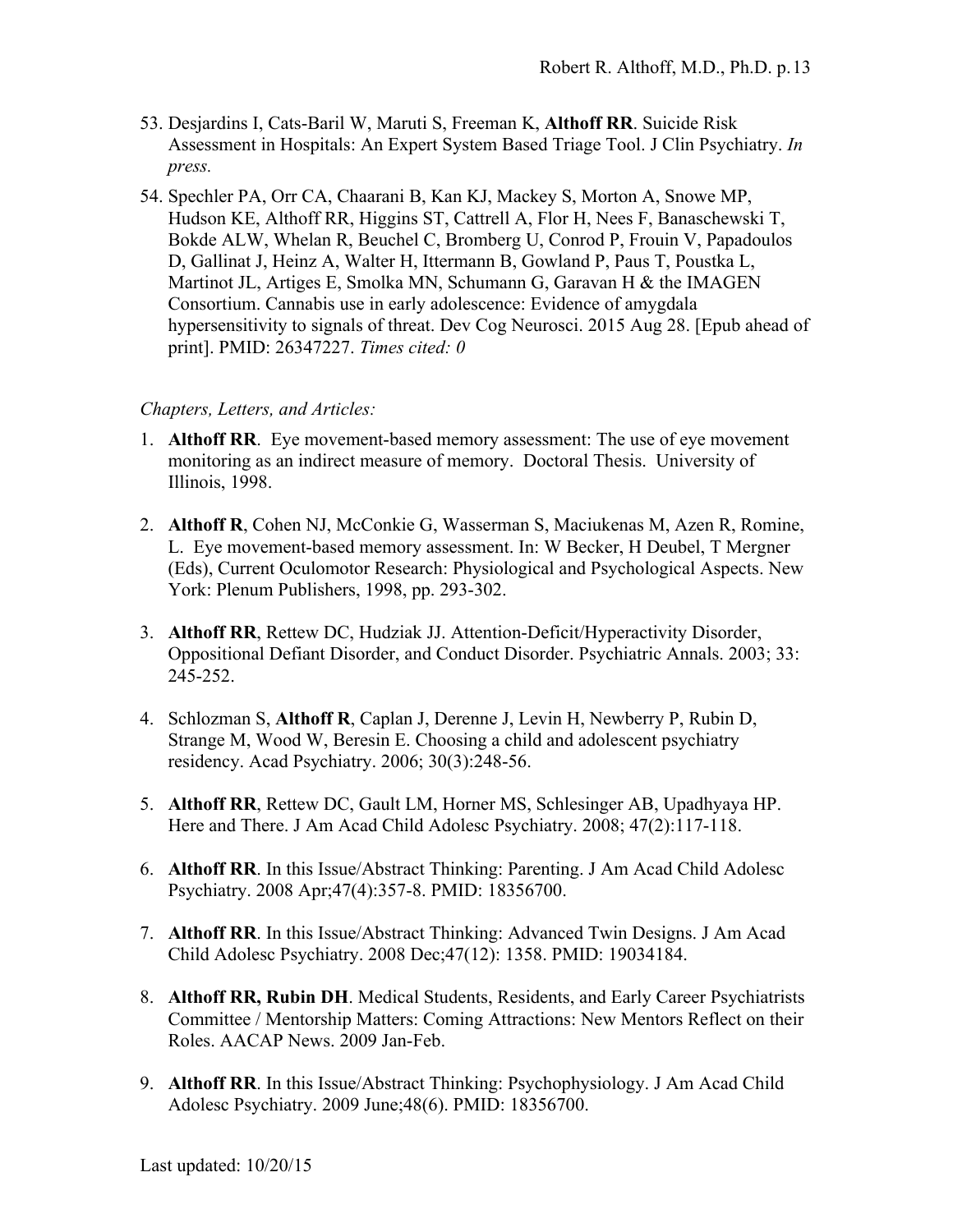53. Desjardins I, Cats-Baril W, Maruti S, Freeman K, **Althoff RR**. Suicide Risk Assessment in Hospitals: An Expert System Based Triage Tool. J Clin Psychiatry. *In press.*

54. Spechler PA, Orr CA, Chaarani B, Kan KJ, Mackey S, Morton A, Snowe MP, Hudson KE, Althoff RR, Higgins ST, Cattrell A, Flor H, Nees F, Banaschewski T, Bokde ALW, Whelan R, Beuchel C, Bromberg U, Conrod P, Frouin V, Papadoulos D, Gallinat J, Heinz A, Walter H, Ittermann B, Gowland P, Paus T, Poustka L, Martinot JL, Artiges E, Smolka MN, Schumann G, Garavan H & the IMAGEN Consortium. Cannabis use in early adolescence: Evidence of amygdala hypersensitivity to signals of threat. Dev Cog Neurosci. 2015 Aug 28. [Epub ahead of print]. PMID: 26347227. *Times cited: 0*

*Chapters, Letters, and Articles:*

1. **Althoff RR**. Eye movement-based memory assessment: The use of eye movement monitoring as an indirect measure of memory. Doctoral Thesis. University of Illinois, 1998.

2. **Althoff R**, Cohen NJ, McConkie G, Wasserman S, Maciukenas M, Azen R, Romine, L. Eye movement-based memory assessment. In: W Becker, H Deubel, T Mergner (Eds), Current Oculomotor Research: Physiological and Psychological Aspects. New York: Plenum Publishers, 1998, pp. 293-302.

3. **Althoff RR**, Rettew DC, Hudziak JJ. Attention-Deficit/Hyperactivity Disorder, Oppositional Defiant Disorder, and Conduct Disorder. Psychiatric Annals. 2003; 33: 245-252.

4. Schlozman S, **Althoff R**, Caplan J, Derenne J, Levin H, Newberry P, Rubin D, Strange M, Wood W, Beresin E. Choosing a child and adolescent psychiatry residency. Acad Psychiatry. 2006; 30(3):248-56.

5. **Althoff RR**, Rettew DC, Gault LM, Horner MS, Schlesinger AB, Upadhyaya HP. Here and There. J Am Acad Child Adolesc Psychiatry. 2008; 47(2):117-118.

6. **Althoff RR**. In this Issue/Abstract Thinking: Parenting. J Am Acad Child Adolesc Psychiatry. 2008 Apr;47(4):357-8. PMID: 18356700.

7. **Althoff RR**. In this Issue/Abstract Thinking: Advanced Twin Designs. J Am Acad Child Adolesc Psychiatry. 2008 Dec;47(12): 1358. PMID: 19034184.

8. **Althoff RR, Rubin DH**. Medical Students, Residents, and Early Career Psychiatrists Committee / Mentorship Matters: Coming Attractions: New Mentors Reflect on their Roles. AACAP News. 2009 Jan-Feb.

9. **Althoff RR**. In this Issue/Abstract Thinking: Psychophysiology. J Am Acad Child Adolesc Psychiatry. 2009 June;48(6). PMID: 18356700.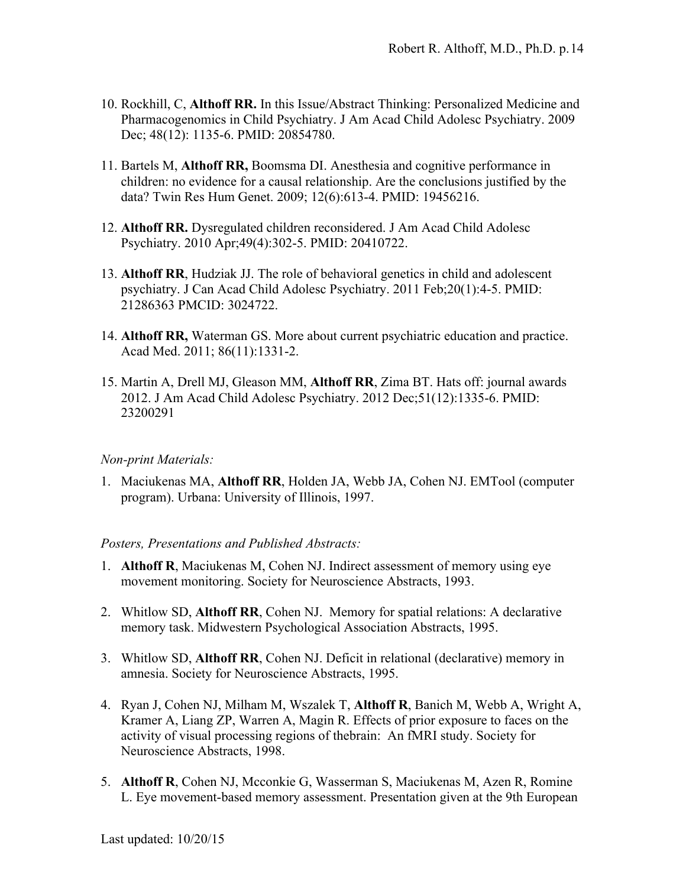10. Rockhill, C, **Althoff RR.** In this Issue/Abstract Thinking: Personalized Medicine and Pharmacogenomics in Child Psychiatry. J Am Acad Child Adolesc Psychiatry. 2009 Dec; 48(12): 1135-6. PMID: 20854780.

11. Bartels M, **Althoff RR,** Boomsma DI. Anesthesia and cognitive performance in children: no evidence for a causal relationship. Are the conclusions justified by the data? Twin Res Hum Genet. 2009; 12(6):613-4. PMID: 19456216.

12. **Althoff RR.** Dysregulated children reconsidered. J Am Acad Child Adolesc Psychiatry. 2010 Apr;49(4):302-5. PMID: 20410722.

13. **Althoff RR**, Hudziak JJ. The role of behavioral genetics in child and adolescent psychiatry. J Can Acad Child Adolesc Psychiatry. 2011 Feb;20(1):4-5. PMID: 21286363 PMCID: 3024722.

14. **Althoff RR,** Waterman GS. More about current psychiatric education and practice. Acad Med. 2011; 86(11):1331-2.

15. Martin A, Drell MJ, Gleason MM, **Althoff RR**, Zima BT. Hats off: journal awards 2012. J Am Acad Child Adolesc Psychiatry. 2012 Dec;51(12):1335-6. PMID: 23200291

*Non-print Materials:*

1. Maciukenas MA, **Althoff RR**, Holden JA, Webb JA, Cohen NJ. EMTool (computer program). Urbana: University of Illinois, 1997.

*Posters, Presentations and Published Abstracts:*

1. **Althoff R**, Maciukenas M, Cohen NJ. Indirect assessment of memory using eye movement monitoring. Society for Neuroscience Abstracts, 1993.

2. Whitlow SD, **Althoff RR**, Cohen NJ. Memory for spatial relations: A declarative memory task. Midwestern Psychological Association Abstracts, 1995.

3. Whitlow SD, **Althoff RR**, Cohen NJ. Deficit in relational (declarative) memory in amnesia. Society for Neuroscience Abstracts, 1995.

4. Ryan J, Cohen NJ, Milham M, Wszalek T, **Althoff R**, Banich M, Webb A, Wright A, Kramer A, Liang ZP, Warren A, Magin R. Effects of prior exposure to faces on the activity of visual processing regions of thebrain: An fMRI study. Society for Neuroscience Abstracts, 1998.

5. **Althoff R**, Cohen NJ, Mcconkie G, Wasserman S, Maciukenas M, Azen R, Romine L. Eye movement-based memory assessment. Presentation given at the 9th European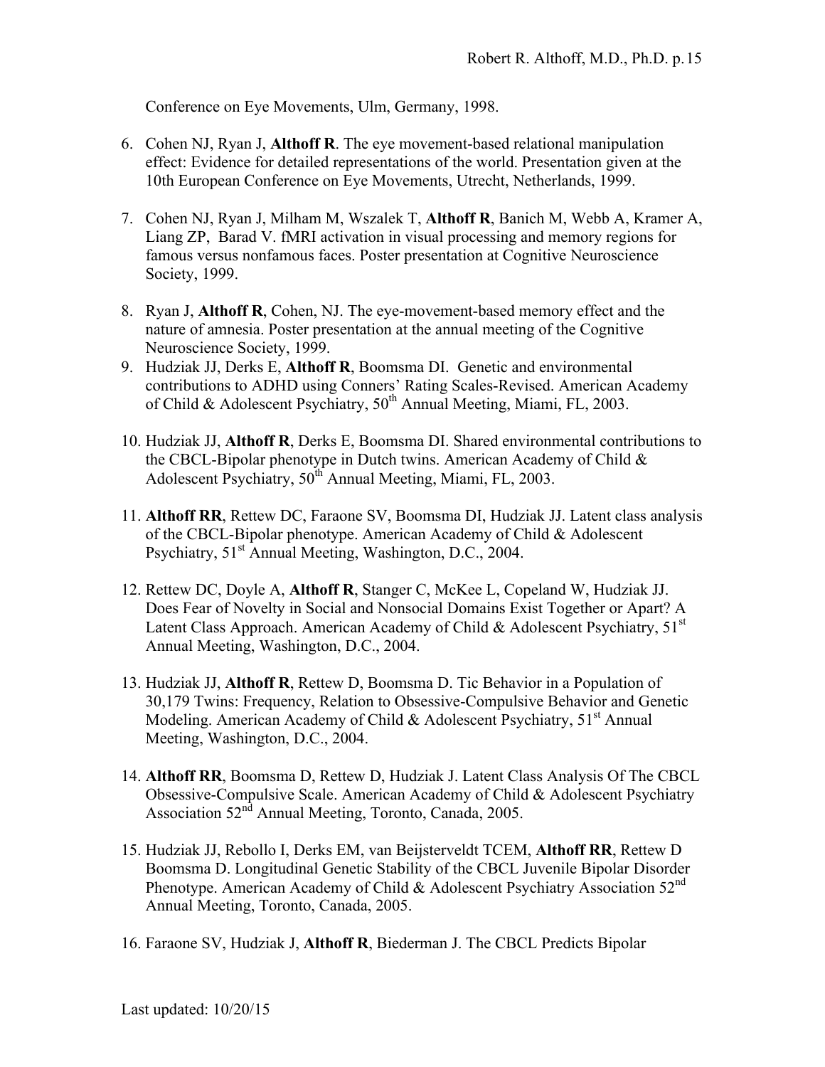Conference on Eye Movements, Ulm, Germany, 1998.

6. Cohen NJ, Ryan J, **Althoff R**. The eye movement-based relational manipulation effect: Evidence for detailed representations of the world. Presentation given at the 10th European Conference on Eye Movements, Utrecht, Netherlands, 1999.

7. Cohen NJ, Ryan J, Milham M, Wszalek T, **Althoff R**, Banich M, Webb A, Kramer A, Liang ZP, Barad V. fMRI activation in visual processing and memory regions for famous versus nonfamous faces. Poster presentation at Cognitive Neuroscience Society, 1999.

8. Ryan J, **Althoff R**, Cohen, NJ. The eye-movement-based memory effect and the nature of amnesia. Poster presentation at the annual meeting of the Cognitive Neuroscience Society, 1999.

9. Hudziak JJ, Derks E, **Althoff R**, Boomsma DI. Genetic and environmental contributions to ADHD using Conners' Rating Scales-Revised. American Academy of Child & Adolescent Psychiatry, 50th Annual Meeting, Miami, FL, 2003.

10. Hudziak JJ, **Althoff R**, Derks E, Boomsma DI. Shared environmental contributions to the CBCL-Bipolar phenotype in Dutch twins. American Academy of Child & Adolescent Psychiatry, 50th Annual Meeting, Miami, FL, 2003.

11. **Althoff RR**, Rettew DC, Faraone SV, Boomsma DI, Hudziak JJ. Latent class analysis of the CBCL-Bipolar phenotype. American Academy of Child & Adolescent Psychiatry, 51st Annual Meeting, Washington, D.C., 2004.

12. Rettew DC, Doyle A, **Althoff R**, Stanger C, McKee L, Copeland W, Hudziak JJ. Does Fear of Novelty in Social and Nonsocial Domains Exist Together or Apart? A Latent Class Approach. American Academy of Child & Adolescent Psychiatry, 51st Annual Meeting, Washington, D.C., 2004.

13. Hudziak JJ, **Althoff R**, Rettew D, Boomsma D. Tic Behavior in a Population of 30,179 Twins: Frequency, Relation to Obsessive-Compulsive Behavior and Genetic Modeling. American Academy of Child & Adolescent Psychiatry, 51st Annual Meeting, Washington, D.C., 2004.

14. **Althoff RR**, Boomsma D, Rettew D, Hudziak J. Latent Class Analysis Of The CBCL Obsessive-Compulsive Scale. American Academy of Child & Adolescent Psychiatry Association 52nd Annual Meeting, Toronto, Canada, 2005.

15. Hudziak JJ, Rebollo I, Derks EM, van Beijsterveldt TCEM, **Althoff RR**, Rettew D Boomsma D. Longitudinal Genetic Stability of the CBCL Juvenile Bipolar Disorder Phenotype. American Academy of Child & Adolescent Psychiatry Association 52nd Annual Meeting, Toronto, Canada, 2005.

16. Faraone SV, Hudziak J, **Althoff R**, Biederman J. The CBCL Predicts Bipolar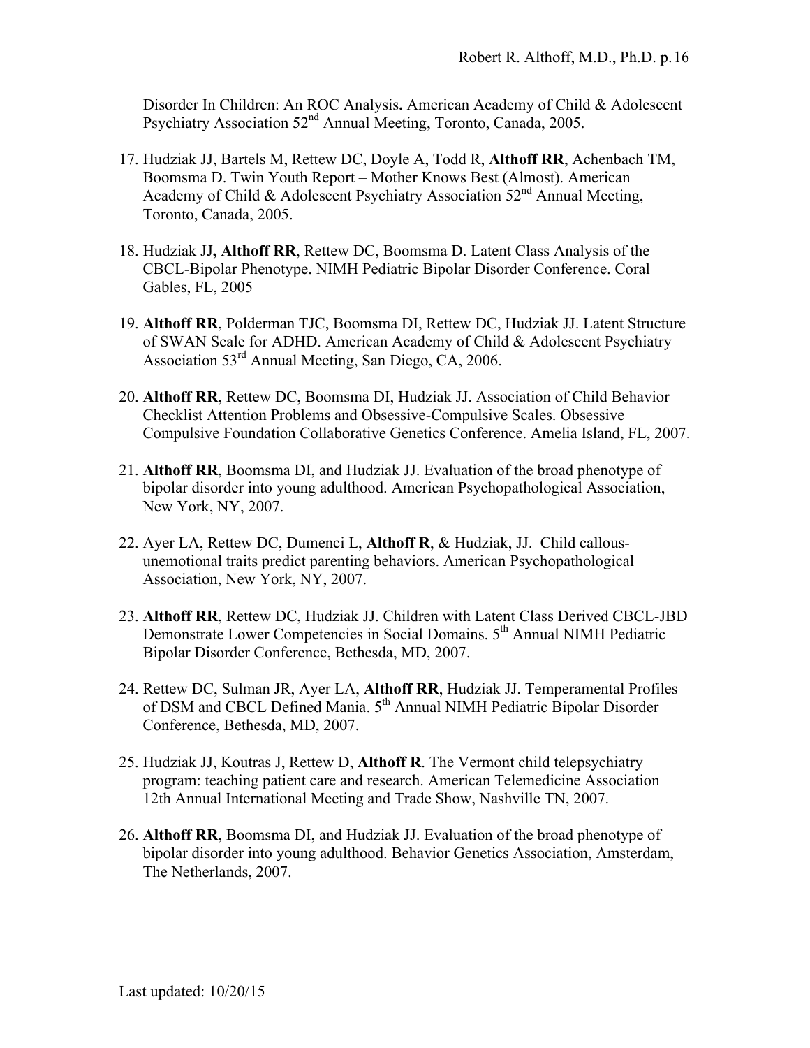Disorder In Children: An ROC Analysis**.** American Academy of Child & Adolescent Psychiatry Association 52nd Annual Meeting, Toronto, Canada, 2005.

17. Hudziak JJ, Bartels M, Rettew DC, Doyle A, Todd R, **Althoff RR**, Achenbach TM, Boomsma D. Twin Youth Report – Mother Knows Best (Almost). American Academy of Child & Adolescent Psychiatry Association 52nd Annual Meeting, Toronto, Canada, 2005.

18. Hudziak JJ**, Althoff RR**, Rettew DC, Boomsma D. Latent Class Analysis of the CBCL-Bipolar Phenotype. NIMH Pediatric Bipolar Disorder Conference. Coral Gables, FL, 2005

19. **Althoff RR**, Polderman TJC, Boomsma DI, Rettew DC, Hudziak JJ. Latent Structure of SWAN Scale for ADHD. American Academy of Child & Adolescent Psychiatry Association 53rd Annual Meeting, San Diego, CA, 2006.

20. **Althoff RR**, Rettew DC, Boomsma DI, Hudziak JJ. Association of Child Behavior Checklist Attention Problems and Obsessive-Compulsive Scales. Obsessive Compulsive Foundation Collaborative Genetics Conference. Amelia Island, FL, 2007.

21. **Althoff RR**, Boomsma DI, and Hudziak JJ. Evaluation of the broad phenotype of bipolar disorder into young adulthood. American Psychopathological Association, New York, NY, 2007.

22. Ayer LA, Rettew DC, Dumenci L, **Althoff R**, & Hudziak, JJ. Child callous-unemotional traits predict parenting behaviors. American Psychopathological Association, New York, NY, 2007.

23. **Althoff RR**, Rettew DC, Hudziak JJ. Children with Latent Class Derived CBCL-JBD Demonstrate Lower Competencies in Social Domains. 5th Annual NIMH Pediatric Bipolar Disorder Conference, Bethesda, MD, 2007.

24. Rettew DC, Sulman JR, Ayer LA, **Althoff RR**, Hudziak JJ. Temperamental Profiles of DSM and CBCL Defined Mania. 5th Annual NIMH Pediatric Bipolar Disorder Conference, Bethesda, MD, 2007.

25. Hudziak JJ, Koutras J, Rettew D, **Althoff R**. The Vermont child telepsychiatry program: teaching patient care and research. American Telemedicine Association 12th Annual International Meeting and Trade Show, Nashville TN, 2007.

26. **Althoff RR**, Boomsma DI, and Hudziak JJ. Evaluation of the broad phenotype of bipolar disorder into young adulthood. Behavior Genetics Association, Amsterdam, The Netherlands, 2007.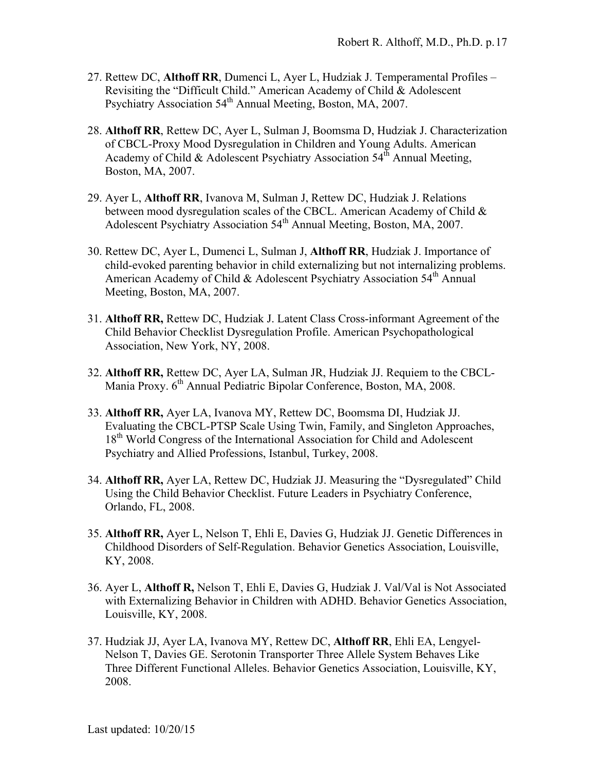27. Rettew DC, **Althoff RR**, Dumenci L, Ayer L, Hudziak J. Temperamental Profiles – Revisiting the "Difficult Child." American Academy of Child & Adolescent Psychiatry Association 54th Annual Meeting, Boston, MA, 2007.

28. **Althoff RR**, Rettew DC, Ayer L, Sulman J, Boomsma D, Hudziak J. Characterization of CBCL-Proxy Mood Dysregulation in Children and Young Adults. American Academy of Child & Adolescent Psychiatry Association 54th Annual Meeting, Boston, MA, 2007.

29. Ayer L, **Althoff RR**, Ivanova M, Sulman J, Rettew DC, Hudziak J. Relations between mood dysregulation scales of the CBCL. American Academy of Child & Adolescent Psychiatry Association 54th Annual Meeting, Boston, MA, 2007.

30. Rettew DC, Ayer L, Dumenci L, Sulman J, **Althoff RR**, Hudziak J. Importance of child-evoked parenting behavior in child externalizing but not internalizing problems. American Academy of Child & Adolescent Psychiatry Association 54th Annual Meeting, Boston, MA, 2007.

31. **Althoff RR,** Rettew DC, Hudziak J. Latent Class Cross-informant Agreement of the Child Behavior Checklist Dysregulation Profile. American Psychopathological Association, New York, NY, 2008.

32. **Althoff RR,** Rettew DC, Ayer LA, Sulman JR, Hudziak JJ. Requiem to the CBCL-Mania Proxy. 6th Annual Pediatric Bipolar Conference, Boston, MA, 2008.

33. **Althoff RR,** Ayer LA, Ivanova MY, Rettew DC, Boomsma DI, Hudziak JJ. Evaluating the CBCL-PTSP Scale Using Twin, Family, and Singleton Approaches, 18th World Congress of the International Association for Child and Adolescent Psychiatry and Allied Professions, Istanbul, Turkey, 2008.

34. **Althoff RR,** Ayer LA, Rettew DC, Hudziak JJ. Measuring the "Dysregulated" Child Using the Child Behavior Checklist. Future Leaders in Psychiatry Conference, Orlando, FL, 2008.

35. **Althoff RR,** Ayer L, Nelson T, Ehli E, Davies G, Hudziak JJ. Genetic Differences in Childhood Disorders of Self-Regulation. Behavior Genetics Association, Louisville, KY, 2008.

36. Ayer L, **Althoff R,** Nelson T, Ehli E, Davies G, Hudziak J. Val/Val is Not Associated with Externalizing Behavior in Children with ADHD. Behavior Genetics Association, Louisville, KY, 2008.

37. Hudziak JJ, Ayer LA, Ivanova MY, Rettew DC, **Althoff RR**, Ehli EA, Lengyel-Nelson T, Davies GE. Serotonin Transporter Three Allele System Behaves Like Three Different Functional Alleles. Behavior Genetics Association, Louisville, KY, 2008.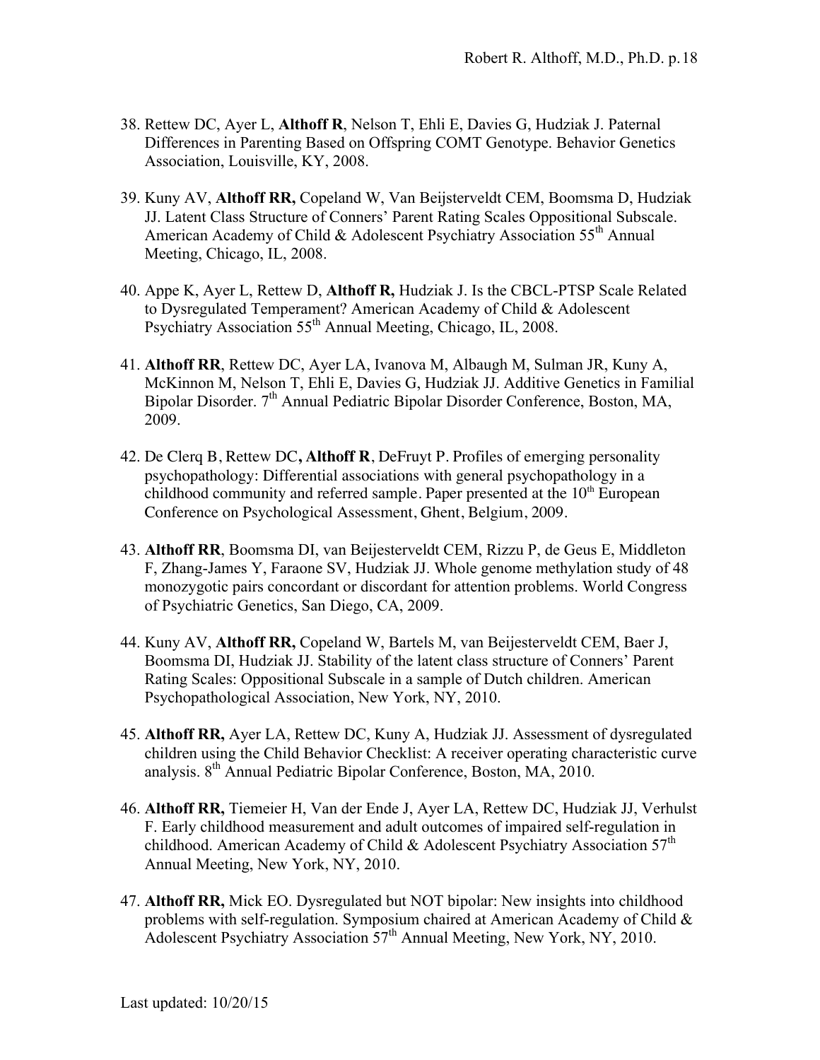38. Rettew DC, Ayer L, **Althoff R**, Nelson T, Ehli E, Davies G, Hudziak J. Paternal Differences in Parenting Based on Offspring COMT Genotype. Behavior Genetics Association, Louisville, KY, 2008.

39. Kuny AV, **Althoff RR,** Copeland W, Van Beijsterveldt CEM, Boomsma D, Hudziak JJ. Latent Class Structure of Conners' Parent Rating Scales Oppositional Subscale. American Academy of Child & Adolescent Psychiatry Association 55th Annual Meeting, Chicago, IL, 2008.

40. Appe K, Ayer L, Rettew D, **Althoff R,** Hudziak J. Is the CBCL-PTSP Scale Related to Dysregulated Temperament? American Academy of Child & Adolescent Psychiatry Association 55th Annual Meeting, Chicago, IL, 2008.

41. **Althoff RR**, Rettew DC, Ayer LA, Ivanova M, Albaugh M, Sulman JR, Kuny A, McKinnon M, Nelson T, Ehli E, Davies G, Hudziak JJ. Additive Genetics in Familial Bipolar Disorder. 7th Annual Pediatric Bipolar Disorder Conference, Boston, MA, 2009.

42. De Clerq B, Rettew DC**, Althoff R**, DeFruyt P. Profiles of emerging personality psychopathology: Differential associations with general psychopathology in a childhood community and referred sample. Paper presented at the 10th European Conference on Psychological Assessment, Ghent, Belgium, 2009.

43. **Althoff RR**, Boomsma DI, van Beijesterveldt CEM, Rizzu P, de Geus E, Middleton F, Zhang-James Y, Faraone SV, Hudziak JJ. Whole genome methylation study of 48 monozygotic pairs concordant or discordant for attention problems. World Congress of Psychiatric Genetics, San Diego, CA, 2009.

44. Kuny AV, **Althoff RR,** Copeland W, Bartels M, van Beijesterveldt CEM, Baer J, Boomsma DI, Hudziak JJ. Stability of the latent class structure of Conners' Parent Rating Scales: Oppositional Subscale in a sample of Dutch children. American Psychopathological Association, New York, NY, 2010.

45. **Althoff RR,** Ayer LA, Rettew DC, Kuny A, Hudziak JJ. Assessment of dysregulated children using the Child Behavior Checklist: A receiver operating characteristic curve analysis. 8th Annual Pediatric Bipolar Conference, Boston, MA, 2010.

46. **Althoff RR,** Tiemeier H, Van der Ende J, Ayer LA, Rettew DC, Hudziak JJ, Verhulst F. Early childhood measurement and adult outcomes of impaired self-regulation in childhood. American Academy of Child & Adolescent Psychiatry Association 57th Annual Meeting, New York, NY, 2010.

47. **Althoff RR,** Mick EO. Dysregulated but NOT bipolar: New insights into childhood problems with self-regulation. Symposium chaired at American Academy of Child & Adolescent Psychiatry Association 57th Annual Meeting, New York, NY, 2010.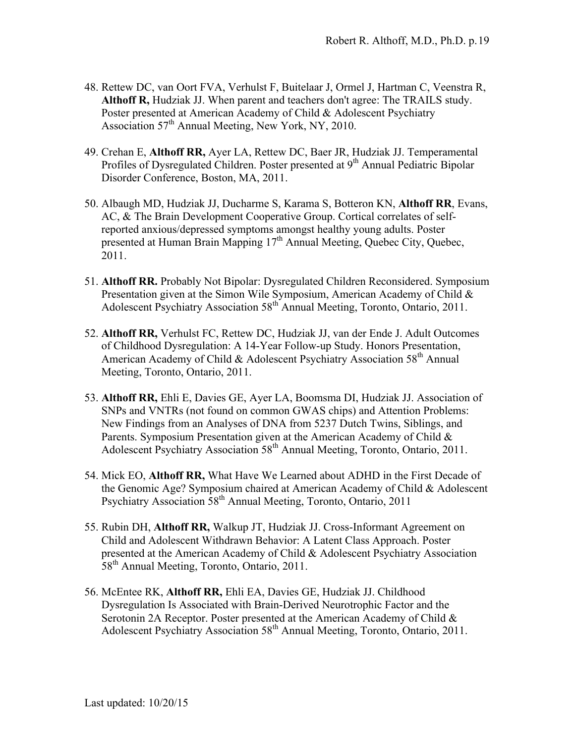48. Rettew DC, van Oort FVA, Verhulst F, Buitelaar J, Ormel J, Hartman C, Veenstra R, **Althoff R,** Hudziak JJ. When parent and teachers don't agree: The TRAILS study. Poster presented at American Academy of Child & Adolescent Psychiatry Association 57th Annual Meeting, New York, NY, 2010.

49. Crehan E, **Althoff RR,** Ayer LA, Rettew DC, Baer JR, Hudziak JJ. Temperamental Profiles of Dysregulated Children. Poster presented at 9th Annual Pediatric Bipolar Disorder Conference, Boston, MA, 2011.

50. Albaugh MD, Hudziak JJ, Ducharme S, Karama S, Botteron KN, **Althoff RR**, Evans, AC, & The Brain Development Cooperative Group. Cortical correlates of self-reported anxious/depressed symptoms amongst healthy young adults. Poster presented at Human Brain Mapping 17th Annual Meeting, Quebec City, Quebec, 2011.

51. **Althoff RR.** Probably Not Bipolar: Dysregulated Children Reconsidered. Symposium Presentation given at the Simon Wile Symposium, American Academy of Child & Adolescent Psychiatry Association 58th Annual Meeting, Toronto, Ontario, 2011.

52. **Althoff RR,** Verhulst FC, Rettew DC, Hudziak JJ, van der Ende J. Adult Outcomes of Childhood Dysregulation: A 14-Year Follow-up Study. Honors Presentation, American Academy of Child & Adolescent Psychiatry Association 58th Annual Meeting, Toronto, Ontario, 2011.

53. **Althoff RR,** Ehli E, Davies GE, Ayer LA, Boomsma DI, Hudziak JJ. Association of SNPs and VNTRs (not found on common GWAS chips) and Attention Problems: New Findings from an Analyses of DNA from 5237 Dutch Twins, Siblings, and Parents. Symposium Presentation given at the American Academy of Child & Adolescent Psychiatry Association 58th Annual Meeting, Toronto, Ontario, 2011.

54. Mick EO, **Althoff RR,** What Have We Learned about ADHD in the First Decade of the Genomic Age? Symposium chaired at American Academy of Child & Adolescent Psychiatry Association 58th Annual Meeting, Toronto, Ontario, 2011

55. Rubin DH, **Althoff RR,** Walkup JT, Hudziak JJ. Cross-Informant Agreement on Child and Adolescent Withdrawn Behavior: A Latent Class Approach. Poster presented at the American Academy of Child & Adolescent Psychiatry Association 58th Annual Meeting, Toronto, Ontario, 2011.

56. McEntee RK, **Althoff RR,** Ehli EA, Davies GE, Hudziak JJ. Childhood Dysregulation Is Associated with Brain-Derived Neurotrophic Factor and the Serotonin 2A Receptor. Poster presented at the American Academy of Child & Adolescent Psychiatry Association 58th Annual Meeting, Toronto, Ontario, 2011.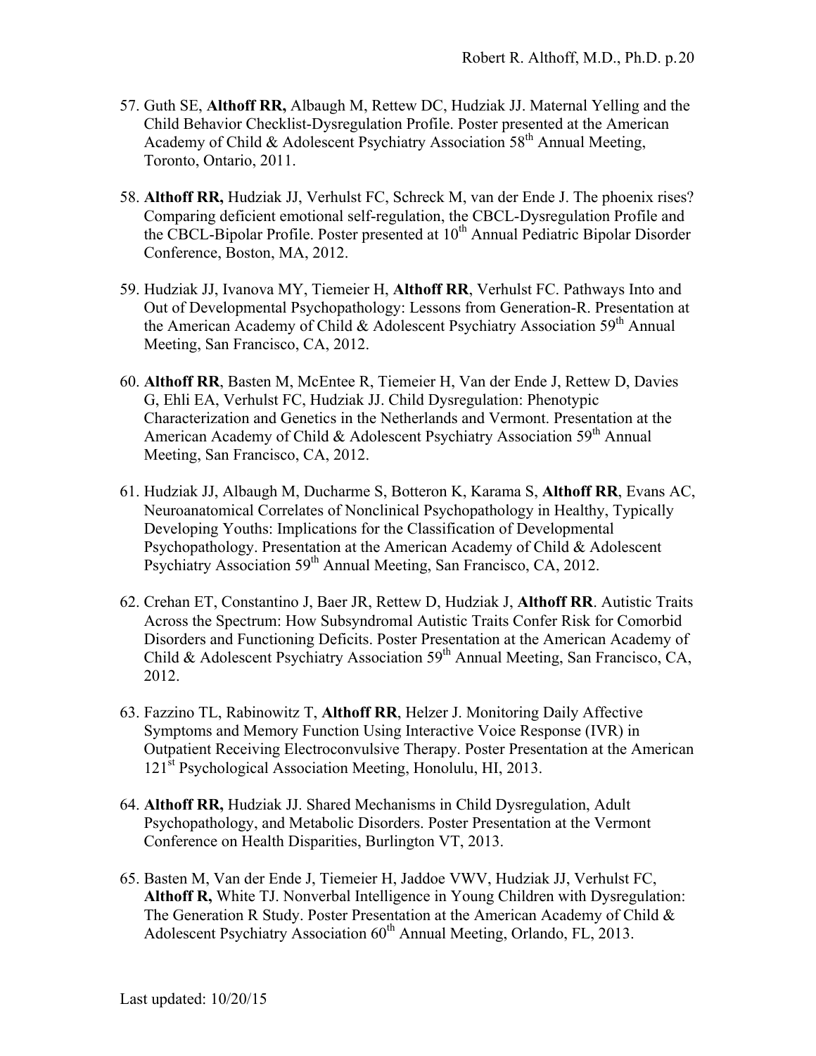57. Guth SE, **Althoff RR,** Albaugh M, Rettew DC, Hudziak JJ. Maternal Yelling and the Child Behavior Checklist-Dysregulation Profile. Poster presented at the American Academy of Child & Adolescent Psychiatry Association 58th Annual Meeting, Toronto, Ontario, 2011.

58. **Althoff RR,** Hudziak JJ, Verhulst FC, Schreck M, van der Ende J. The phoenix rises? Comparing deficient emotional self-regulation, the CBCL-Dysregulation Profile and the CBCL-Bipolar Profile. Poster presented at 10th Annual Pediatric Bipolar Disorder Conference, Boston, MA, 2012.

59. Hudziak JJ, Ivanova MY, Tiemeier H, **Althoff RR**, Verhulst FC. Pathways Into and Out of Developmental Psychopathology: Lessons from Generation-R. Presentation at the American Academy of Child & Adolescent Psychiatry Association 59th Annual Meeting, San Francisco, CA, 2012.

60. **Althoff RR**, Basten M, McEntee R, Tiemeier H, Van der Ende J, Rettew D, Davies G, Ehli EA, Verhulst FC, Hudziak JJ. Child Dysregulation: Phenotypic Characterization and Genetics in the Netherlands and Vermont. Presentation at the American Academy of Child & Adolescent Psychiatry Association 59th Annual Meeting, San Francisco, CA, 2012.

61. Hudziak JJ, Albaugh M, Ducharme S, Botteron K, Karama S, **Althoff RR**, Evans AC, Neuroanatomical Correlates of Nonclinical Psychopathology in Healthy, Typically Developing Youths: Implications for the Classification of Developmental Psychopathology. Presentation at the American Academy of Child & Adolescent Psychiatry Association 59th Annual Meeting, San Francisco, CA, 2012.

62. Crehan ET, Constantino J, Baer JR, Rettew D, Hudziak J, **Althoff RR**. Autistic Traits Across the Spectrum: How Subsyndromal Autistic Traits Confer Risk for Comorbid Disorders and Functioning Deficits. Poster Presentation at the American Academy of Child & Adolescent Psychiatry Association 59th Annual Meeting, San Francisco, CA, 2012.

63. Fazzino TL, Rabinowitz T, **Althoff RR**, Helzer J. Monitoring Daily Affective Symptoms and Memory Function Using Interactive Voice Response (IVR) in Outpatient Receiving Electroconvulsive Therapy. Poster Presentation at the American 121st Psychological Association Meeting, Honolulu, HI, 2013.

64. **Althoff RR,** Hudziak JJ. Shared Mechanisms in Child Dysregulation, Adult Psychopathology, and Metabolic Disorders. Poster Presentation at the Vermont Conference on Health Disparities, Burlington VT, 2013.

65. Basten M, Van der Ende J, Tiemeier H, Jaddoe VWV, Hudziak JJ, Verhulst FC, **Althoff R,** White TJ. Nonverbal Intelligence in Young Children with Dysregulation: The Generation R Study. Poster Presentation at the American Academy of Child & Adolescent Psychiatry Association 60th Annual Meeting, Orlando, FL, 2013.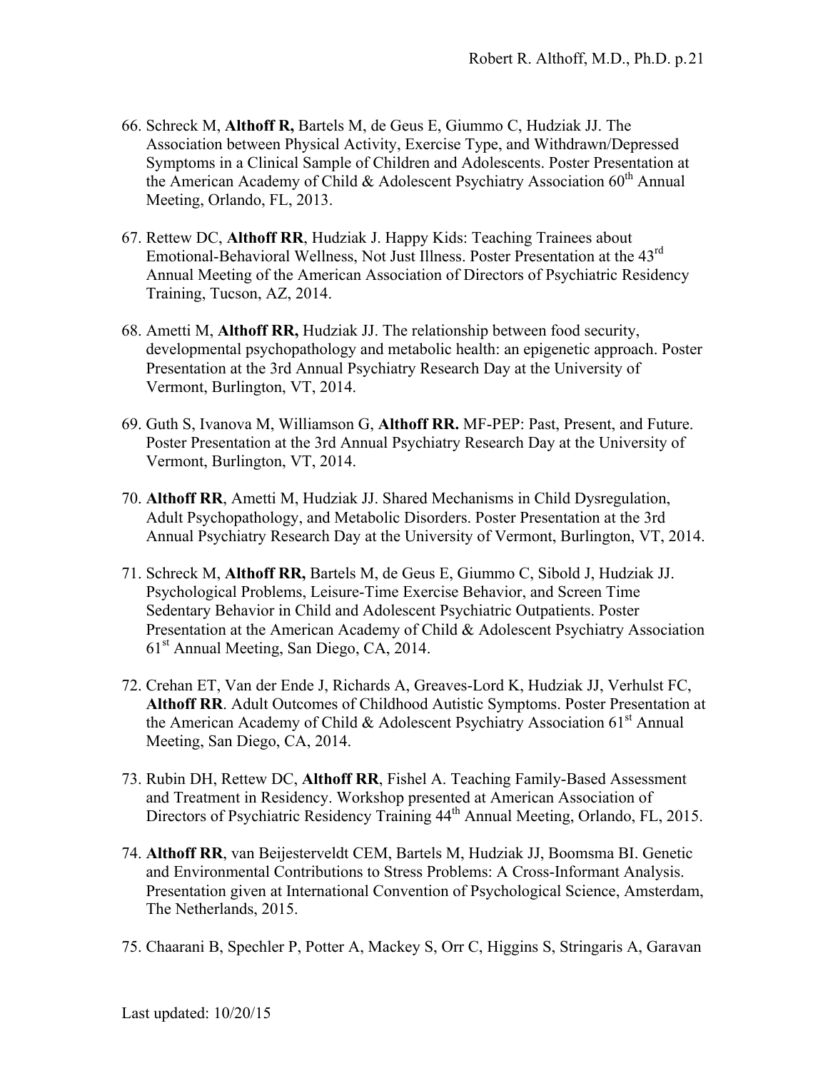66. Schreck M, **Althoff R,** Bartels M, de Geus E, Giummo C, Hudziak JJ. The Association between Physical Activity, Exercise Type, and Withdrawn/Depressed Symptoms in a Clinical Sample of Children and Adolescents. Poster Presentation at the American Academy of Child & Adolescent Psychiatry Association 60th Annual Meeting, Orlando, FL, 2013.

67. Rettew DC, **Althoff RR**, Hudziak J. Happy Kids: Teaching Trainees about Emotional-Behavioral Wellness, Not Just Illness. Poster Presentation at the 43rd Annual Meeting of the American Association of Directors of Psychiatric Residency Training, Tucson, AZ, 2014.

68. Ametti M, **Althoff RR,** Hudziak JJ. The relationship between food security, developmental psychopathology and metabolic health: an epigenetic approach. Poster Presentation at the 3rd Annual Psychiatry Research Day at the University of Vermont, Burlington, VT, 2014.

69. Guth S, Ivanova M, Williamson G, **Althoff RR.** MF-PEP: Past, Present, and Future. Poster Presentation at the 3rd Annual Psychiatry Research Day at the University of Vermont, Burlington, VT, 2014.

70. **Althoff RR**, Ametti M, Hudziak JJ. Shared Mechanisms in Child Dysregulation, Adult Psychopathology, and Metabolic Disorders. Poster Presentation at the 3rd Annual Psychiatry Research Day at the University of Vermont, Burlington, VT, 2014.

71. Schreck M, **Althoff RR,** Bartels M, de Geus E, Giummo C, Sibold J, Hudziak JJ. Psychological Problems, Leisure-Time Exercise Behavior, and Screen Time Sedentary Behavior in Child and Adolescent Psychiatric Outpatients. Poster Presentation at the American Academy of Child & Adolescent Psychiatry Association 61st Annual Meeting, San Diego, CA, 2014.

72. Crehan ET, Van der Ende J, Richards A, Greaves-Lord K, Hudziak JJ, Verhulst FC, **Althoff RR**. Adult Outcomes of Childhood Autistic Symptoms. Poster Presentation at the American Academy of Child & Adolescent Psychiatry Association 61st Annual Meeting, San Diego, CA, 2014.

73. Rubin DH, Rettew DC, **Althoff RR**, Fishel A. Teaching Family-Based Assessment and Treatment in Residency. Workshop presented at American Association of Directors of Psychiatric Residency Training 44th Annual Meeting, Orlando, FL, 2015.

74. **Althoff RR**, van Beijesterveldt CEM, Bartels M, Hudziak JJ, Boomsma BI. Genetic and Environmental Contributions to Stress Problems: A Cross-Informant Analysis. Presentation given at International Convention of Psychological Science, Amsterdam, The Netherlands, 2015.

75. Chaarani B, Spechler P, Potter A, Mackey S, Orr C, Higgins S, Stringaris A, Garavan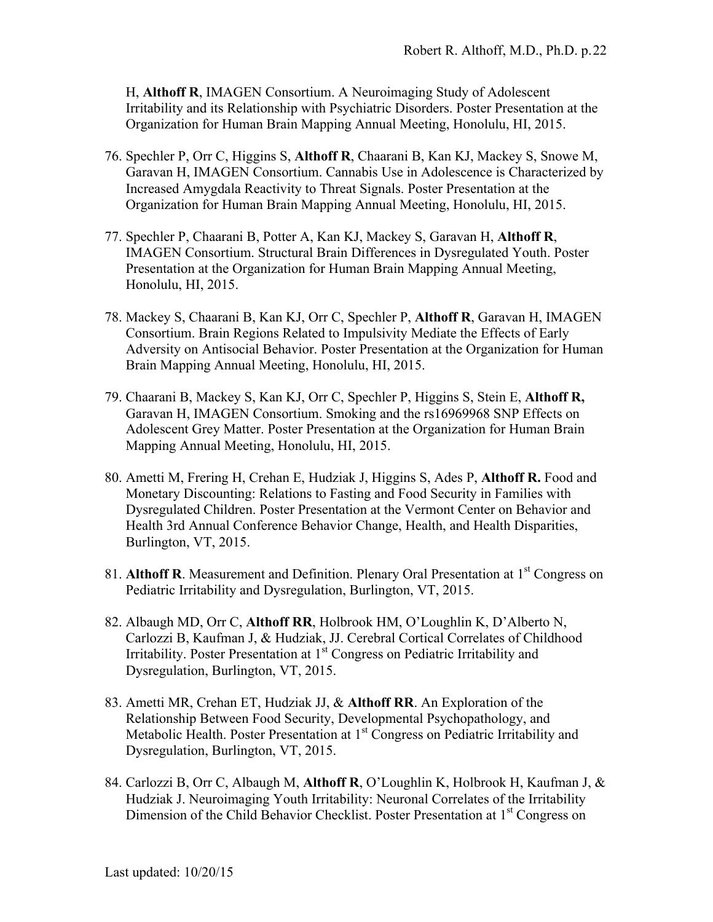H, **Althoff R**, IMAGEN Consortium. A Neuroimaging Study of Adolescent Irritability and its Relationship with Psychiatric Disorders. Poster Presentation at the Organization for Human Brain Mapping Annual Meeting, Honolulu, HI, 2015.

76. Spechler P, Orr C, Higgins S, **Althoff R**, Chaarani B, Kan KJ, Mackey S, Snowe M, Garavan H, IMAGEN Consortium. Cannabis Use in Adolescence is Characterized by Increased Amygdala Reactivity to Threat Signals. Poster Presentation at the Organization for Human Brain Mapping Annual Meeting, Honolulu, HI, 2015.

77. Spechler P, Chaarani B, Potter A, Kan KJ, Mackey S, Garavan H, **Althoff R**, IMAGEN Consortium. Structural Brain Differences in Dysregulated Youth. Poster Presentation at the Organization for Human Brain Mapping Annual Meeting, Honolulu, HI, 2015.

78. Mackey S, Chaarani B, Kan KJ, Orr C, Spechler P, **Althoff R**, Garavan H, IMAGEN Consortium. Brain Regions Related to Impulsivity Mediate the Effects of Early Adversity on Antisocial Behavior. Poster Presentation at the Organization for Human Brain Mapping Annual Meeting, Honolulu, HI, 2015.

79. Chaarani B, Mackey S, Kan KJ, Orr C, Spechler P, Higgins S, Stein E, **Althoff R,** Garavan H, IMAGEN Consortium. Smoking and the rs16969968 SNP Effects on Adolescent Grey Matter. Poster Presentation at the Organization for Human Brain Mapping Annual Meeting, Honolulu, HI, 2015.

80. Ametti M, Frering H, Crehan E, Hudziak J, Higgins S, Ades P, **Althoff R.** Food and Monetary Discounting: Relations to Fasting and Food Security in Families with Dysregulated Children. Poster Presentation at the Vermont Center on Behavior and Health 3rd Annual Conference Behavior Change, Health, and Health Disparities, Burlington, VT, 2015.

81. **Althoff R**. Measurement and Definition. Plenary Oral Presentation at 1st Congress on Pediatric Irritability and Dysregulation, Burlington, VT, 2015.

82. Albaugh MD, Orr C, **Althoff RR**, Holbrook HM, O'Loughlin K, D'Alberto N, Carlozzi B, Kaufman J, & Hudziak, JJ. Cerebral Cortical Correlates of Childhood Irritability. Poster Presentation at 1st Congress on Pediatric Irritability and Dysregulation, Burlington, VT, 2015.

83. Ametti MR, Crehan ET, Hudziak JJ, & **Althoff RR**. An Exploration of the Relationship Between Food Security, Developmental Psychopathology, and Metabolic Health. Poster Presentation at 1st Congress on Pediatric Irritability and Dysregulation, Burlington, VT, 2015.

84. Carlozzi B, Orr C, Albaugh M, **Althoff R**, O'Loughlin K, Holbrook H, Kaufman J, & Hudziak J. Neuroimaging Youth Irritability: Neuronal Correlates of the Irritability Dimension of the Child Behavior Checklist. Poster Presentation at 1st Congress on

Last updated: 10/20/15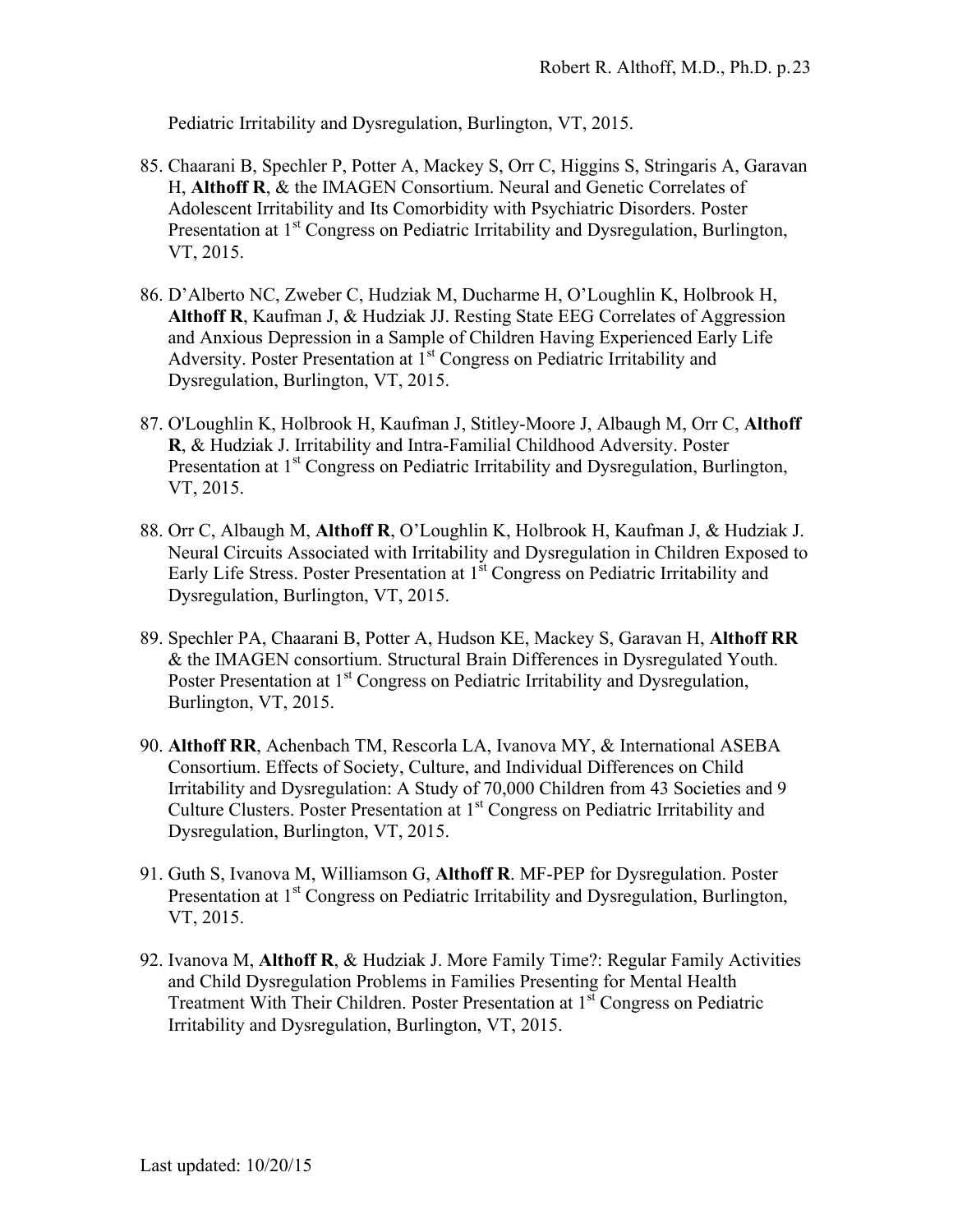Pediatric Irritability and Dysregulation, Burlington, VT, 2015.

85. Chaarani B, Spechler P, Potter A, Mackey S, Orr C, Higgins S, Stringaris A, Garavan H, **Althoff R**, & the IMAGEN Consortium. Neural and Genetic Correlates of Adolescent Irritability and Its Comorbidity with Psychiatric Disorders. Poster Presentation at 1st Congress on Pediatric Irritability and Dysregulation, Burlington, VT, 2015.

86. D'Alberto NC, Zweber C, Hudziak M, Ducharme H, O'Loughlin K, Holbrook H, **Althoff R**, Kaufman J, & Hudziak JJ. Resting State EEG Correlates of Aggression and Anxious Depression in a Sample of Children Having Experienced Early Life Adversity. Poster Presentation at 1st Congress on Pediatric Irritability and Dysregulation, Burlington, VT, 2015.

87. O'Loughlin K, Holbrook H, Kaufman J, Stitley-Moore J, Albaugh M, Orr C, **Althoff R**, & Hudziak J. Irritability and Intra-Familial Childhood Adversity. Poster Presentation at 1st Congress on Pediatric Irritability and Dysregulation, Burlington, VT, 2015.

88. Orr C, Albaugh M, **Althoff R**, O'Loughlin K, Holbrook H, Kaufman J, & Hudziak J. Neural Circuits Associated with Irritability and Dysregulation in Children Exposed to Early Life Stress. Poster Presentation at 1st Congress on Pediatric Irritability and Dysregulation, Burlington, VT, 2015.

89. Spechler PA, Chaarani B, Potter A, Hudson KE, Mackey S, Garavan H, **Althoff RR** & the IMAGEN consortium. Structural Brain Differences in Dysregulated Youth. Poster Presentation at 1st Congress on Pediatric Irritability and Dysregulation, Burlington, VT, 2015.

90. **Althoff RR**, Achenbach TM, Rescorla LA, Ivanova MY, & International ASEBA Consortium. Effects of Society, Culture, and Individual Differences on Child Irritability and Dysregulation: A Study of 70,000 Children from 43 Societies and 9 Culture Clusters. Poster Presentation at 1st Congress on Pediatric Irritability and Dysregulation, Burlington, VT, 2015.

91. Guth S, Ivanova M, Williamson G, **Althoff R**. MF-PEP for Dysregulation. Poster Presentation at 1st Congress on Pediatric Irritability and Dysregulation, Burlington, VT, 2015.

92. Ivanova M, **Althoff R**, & Hudziak J. More Family Time?: Regular Family Activities and Child Dysregulation Problems in Families Presenting for Mental Health Treatment With Their Children. Poster Presentation at 1st Congress on Pediatric Irritability and Dysregulation, Burlington, VT, 2015.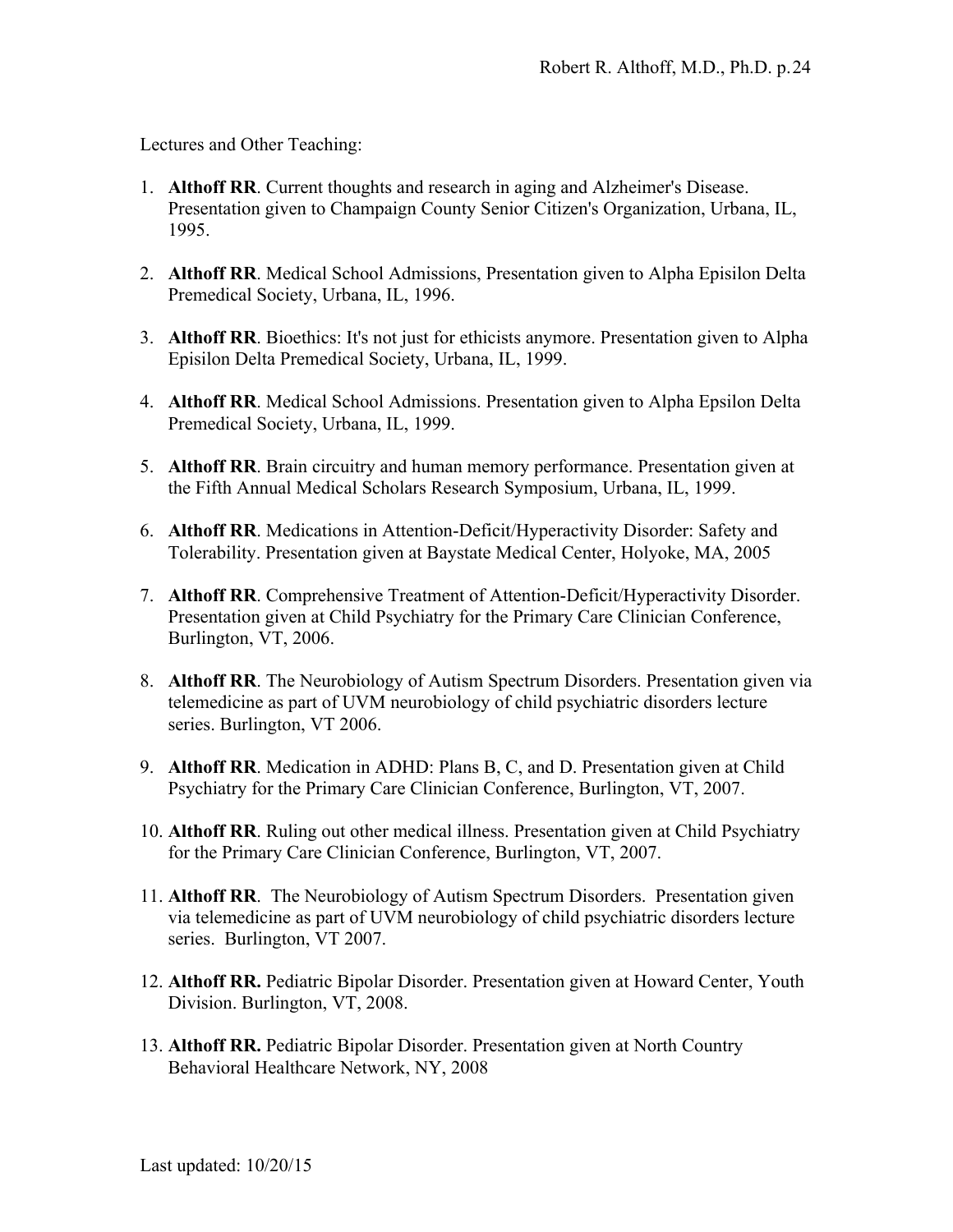Lectures and Other Teaching:

1. **Althoff RR**. Current thoughts and research in aging and Alzheimer's Disease. Presentation given to Champaign County Senior Citizen's Organization, Urbana, IL, 1995.

2. **Althoff RR**. Medical School Admissions, Presentation given to Alpha Episilon Delta Premedical Society, Urbana, IL, 1996.

3. **Althoff RR**. Bioethics: It's not just for ethicists anymore. Presentation given to Alpha Episilon Delta Premedical Society, Urbana, IL, 1999.

4. **Althoff RR**. Medical School Admissions. Presentation given to Alpha Epsilon Delta Premedical Society, Urbana, IL, 1999.

5. **Althoff RR**. Brain circuitry and human memory performance. Presentation given at the Fifth Annual Medical Scholars Research Symposium, Urbana, IL, 1999.

6. **Althoff RR**. Medications in Attention-Deficit/Hyperactivity Disorder: Safety and Tolerability. Presentation given at Baystate Medical Center, Holyoke, MA, 2005

7. **Althoff RR**. Comprehensive Treatment of Attention-Deficit/Hyperactivity Disorder. Presentation given at Child Psychiatry for the Primary Care Clinician Conference, Burlington, VT, 2006.

8. **Althoff RR**. The Neurobiology of Autism Spectrum Disorders. Presentation given via telemedicine as part of UVM neurobiology of child psychiatric disorders lecture series. Burlington, VT 2006.

9. **Althoff RR**. Medication in ADHD: Plans B, C, and D. Presentation given at Child Psychiatry for the Primary Care Clinician Conference, Burlington, VT, 2007.

10. **Althoff RR**. Ruling out other medical illness. Presentation given at Child Psychiatry for the Primary Care Clinician Conference, Burlington, VT, 2007.

11. **Althoff RR**. The Neurobiology of Autism Spectrum Disorders. Presentation given via telemedicine as part of UVM neurobiology of child psychiatric disorders lecture series. Burlington, VT 2007.

12. **Althoff RR.** Pediatric Bipolar Disorder. Presentation given at Howard Center, Youth Division. Burlington, VT, 2008.

13. **Althoff RR.** Pediatric Bipolar Disorder. Presentation given at North Country Behavioral Healthcare Network, NY, 2008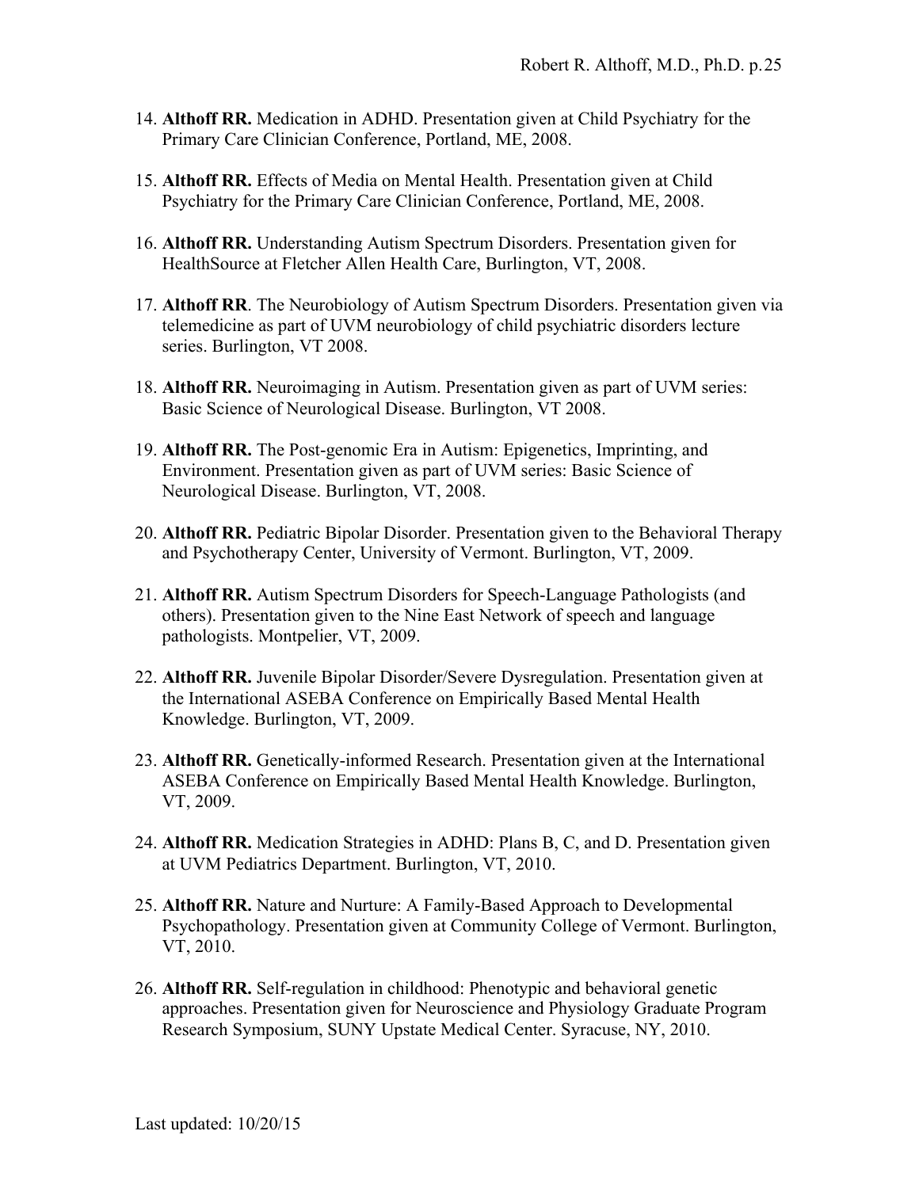14. **Althoff RR.** Medication in ADHD. Presentation given at Child Psychiatry for the Primary Care Clinician Conference, Portland, ME, 2008.

15. **Althoff RR.** Effects of Media on Mental Health. Presentation given at Child Psychiatry for the Primary Care Clinician Conference, Portland, ME, 2008.

16. **Althoff RR.** Understanding Autism Spectrum Disorders. Presentation given for HealthSource at Fletcher Allen Health Care, Burlington, VT, 2008.

17. **Althoff RR**. The Neurobiology of Autism Spectrum Disorders. Presentation given via telemedicine as part of UVM neurobiology of child psychiatric disorders lecture series. Burlington, VT 2008.

18. **Althoff RR.** Neuroimaging in Autism. Presentation given as part of UVM series: Basic Science of Neurological Disease. Burlington, VT 2008.

19. **Althoff RR.** The Post-genomic Era in Autism: Epigenetics, Imprinting, and Environment. Presentation given as part of UVM series: Basic Science of Neurological Disease. Burlington, VT, 2008.

20. **Althoff RR.** Pediatric Bipolar Disorder. Presentation given to the Behavioral Therapy and Psychotherapy Center, University of Vermont. Burlington, VT, 2009.

21. **Althoff RR.** Autism Spectrum Disorders for Speech-Language Pathologists (and others). Presentation given to the Nine East Network of speech and language pathologists. Montpelier, VT, 2009.

22. **Althoff RR.** Juvenile Bipolar Disorder/Severe Dysregulation. Presentation given at the International ASEBA Conference on Empirically Based Mental Health Knowledge. Burlington, VT, 2009.

23. **Althoff RR.** Genetically-informed Research. Presentation given at the International ASEBA Conference on Empirically Based Mental Health Knowledge. Burlington, VT, 2009.

24. **Althoff RR.** Medication Strategies in ADHD: Plans B, C, and D. Presentation given at UVM Pediatrics Department. Burlington, VT, 2010.

25. **Althoff RR.** Nature and Nurture: A Family-Based Approach to Developmental Psychopathology. Presentation given at Community College of Vermont. Burlington, VT, 2010.

26. **Althoff RR.** Self-regulation in childhood: Phenotypic and behavioral genetic approaches. Presentation given for Neuroscience and Physiology Graduate Program Research Symposium, SUNY Upstate Medical Center. Syracuse, NY, 2010.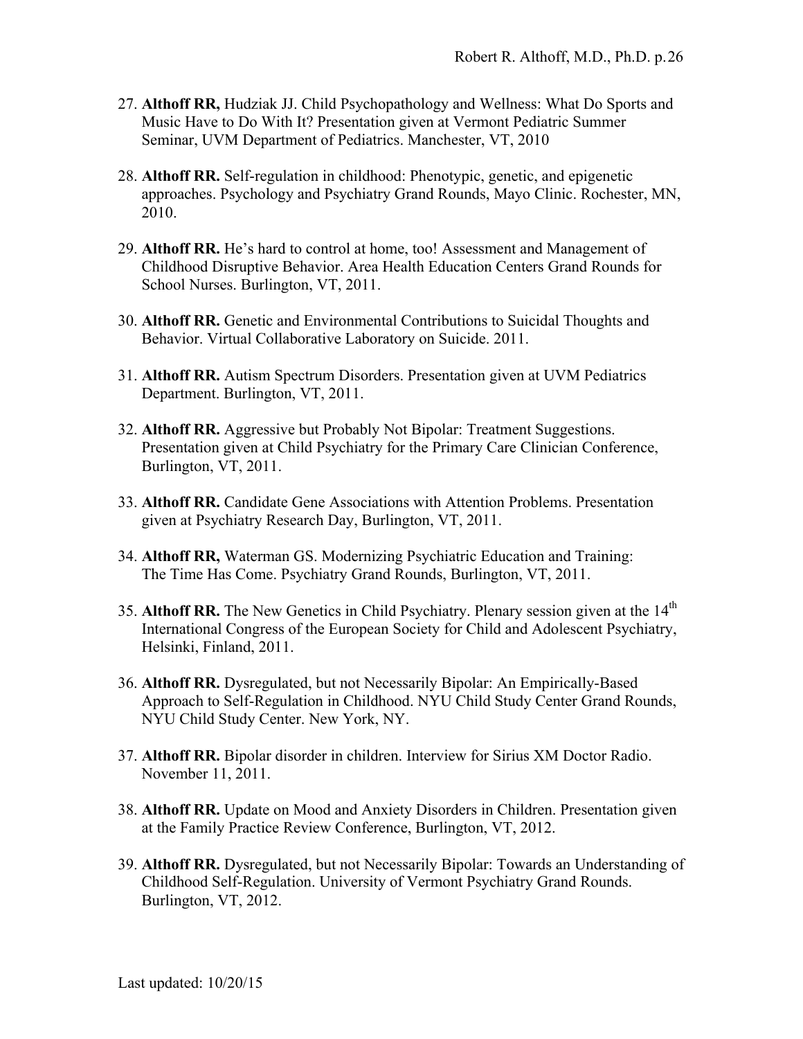27. **Althoff RR,** Hudziak JJ. Child Psychopathology and Wellness: What Do Sports and Music Have to Do With It? Presentation given at Vermont Pediatric Summer Seminar, UVM Department of Pediatrics. Manchester, VT, 2010

28. **Althoff RR.** Self-regulation in childhood: Phenotypic, genetic, and epigenetic approaches. Psychology and Psychiatry Grand Rounds, Mayo Clinic. Rochester, MN, 2010.

29. **Althoff RR.** He's hard to control at home, too! Assessment and Management of Childhood Disruptive Behavior. Area Health Education Centers Grand Rounds for School Nurses. Burlington, VT, 2011.

30. **Althoff RR.** Genetic and Environmental Contributions to Suicidal Thoughts and Behavior. Virtual Collaborative Laboratory on Suicide. 2011.

31. **Althoff RR.** Autism Spectrum Disorders. Presentation given at UVM Pediatrics Department. Burlington, VT, 2011.

32. **Althoff RR.** Aggressive but Probably Not Bipolar: Treatment Suggestions. Presentation given at Child Psychiatry for the Primary Care Clinician Conference, Burlington, VT, 2011.

33. **Althoff RR.** Candidate Gene Associations with Attention Problems. Presentation given at Psychiatry Research Day, Burlington, VT, 2011.

34. **Althoff RR,** Waterman GS. Modernizing Psychiatric Education and Training: The Time Has Come. Psychiatry Grand Rounds, Burlington, VT, 2011.

35. **Althoff RR.** The New Genetics in Child Psychiatry. Plenary session given at the 14th International Congress of the European Society for Child and Adolescent Psychiatry, Helsinki, Finland, 2011.

36. **Althoff RR.** Dysregulated, but not Necessarily Bipolar: An Empirically-Based Approach to Self-Regulation in Childhood. NYU Child Study Center Grand Rounds, NYU Child Study Center. New York, NY.

37. **Althoff RR.** Bipolar disorder in children. Interview for Sirius XM Doctor Radio. November 11, 2011.

38. **Althoff RR.** Update on Mood and Anxiety Disorders in Children. Presentation given at the Family Practice Review Conference, Burlington, VT, 2012.

39. **Althoff RR.** Dysregulated, but not Necessarily Bipolar: Towards an Understanding of Childhood Self-Regulation. University of Vermont Psychiatry Grand Rounds. Burlington, VT, 2012.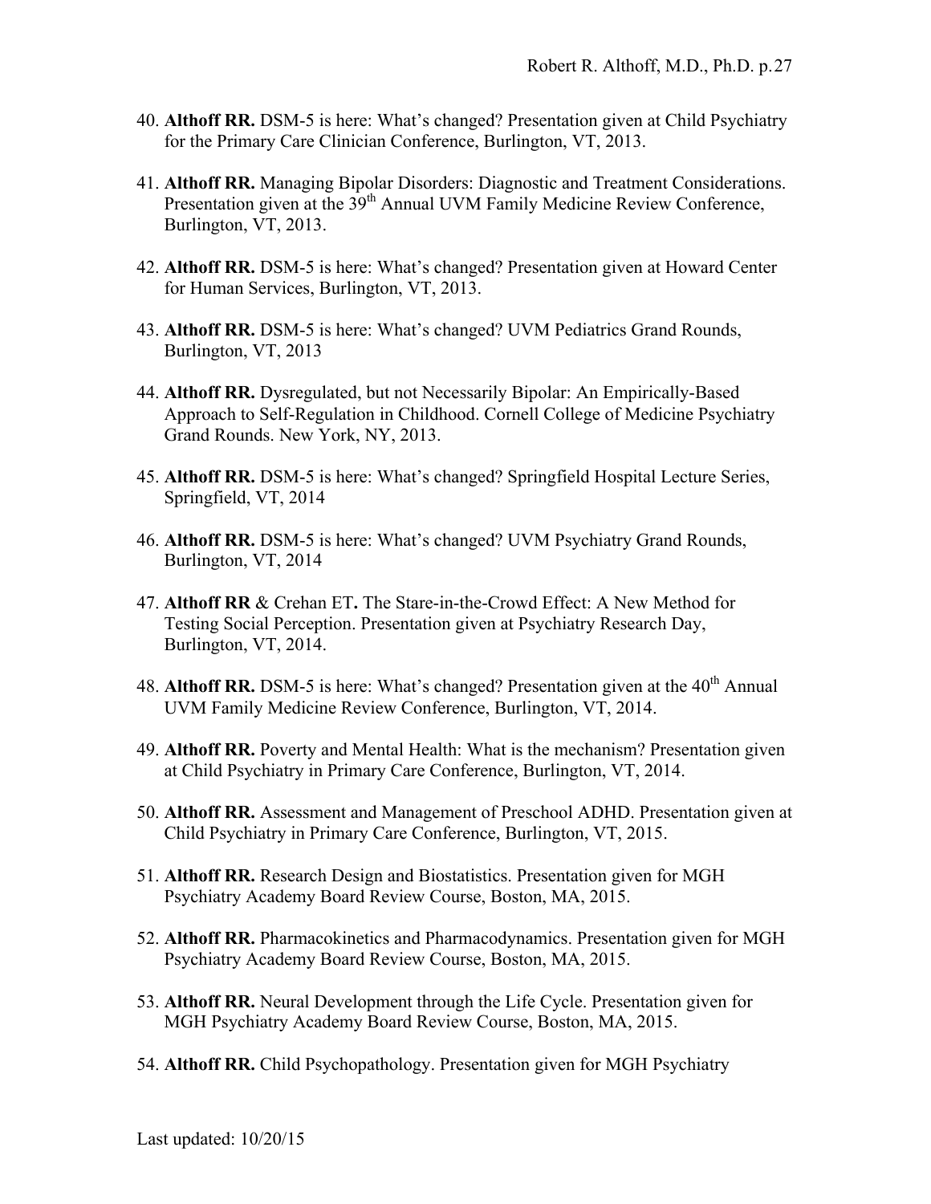40. **Althoff RR.** DSM-5 is here: What's changed? Presentation given at Child Psychiatry for the Primary Care Clinician Conference, Burlington, VT, 2013.

41. **Althoff RR.** Managing Bipolar Disorders: Diagnostic and Treatment Considerations. Presentation given at the 39th Annual UVM Family Medicine Review Conference, Burlington, VT, 2013.

42. **Althoff RR.** DSM-5 is here: What's changed? Presentation given at Howard Center for Human Services, Burlington, VT, 2013.

43. **Althoff RR.** DSM-5 is here: What's changed? UVM Pediatrics Grand Rounds, Burlington, VT, 2013

44. **Althoff RR.** Dysregulated, but not Necessarily Bipolar: An Empirically-Based Approach to Self-Regulation in Childhood. Cornell College of Medicine Psychiatry Grand Rounds. New York, NY, 2013.

45. **Althoff RR.** DSM-5 is here: What's changed? Springfield Hospital Lecture Series, Springfield, VT, 2014

46. **Althoff RR.** DSM-5 is here: What's changed? UVM Psychiatry Grand Rounds, Burlington, VT, 2014

47. **Althoff RR** & Crehan ET**.** The Stare-in-the-Crowd Effect: A New Method for Testing Social Perception. Presentation given at Psychiatry Research Day, Burlington, VT, 2014.

48. **Althoff RR.** DSM-5 is here: What's changed? Presentation given at the 40th Annual UVM Family Medicine Review Conference, Burlington, VT, 2014.

49. **Althoff RR.** Poverty and Mental Health: What is the mechanism? Presentation given at Child Psychiatry in Primary Care Conference, Burlington, VT, 2014.

50. **Althoff RR.** Assessment and Management of Preschool ADHD. Presentation given at Child Psychiatry in Primary Care Conference, Burlington, VT, 2015.

51. **Althoff RR.** Research Design and Biostatistics. Presentation given for MGH Psychiatry Academy Board Review Course, Boston, MA, 2015.

52. **Althoff RR.** Pharmacokinetics and Pharmacodynamics. Presentation given for MGH Psychiatry Academy Board Review Course, Boston, MA, 2015.

53. **Althoff RR.** Neural Development through the Life Cycle. Presentation given for MGH Psychiatry Academy Board Review Course, Boston, MA, 2015.

54. **Althoff RR.** Child Psychopathology. Presentation given for MGH Psychiatry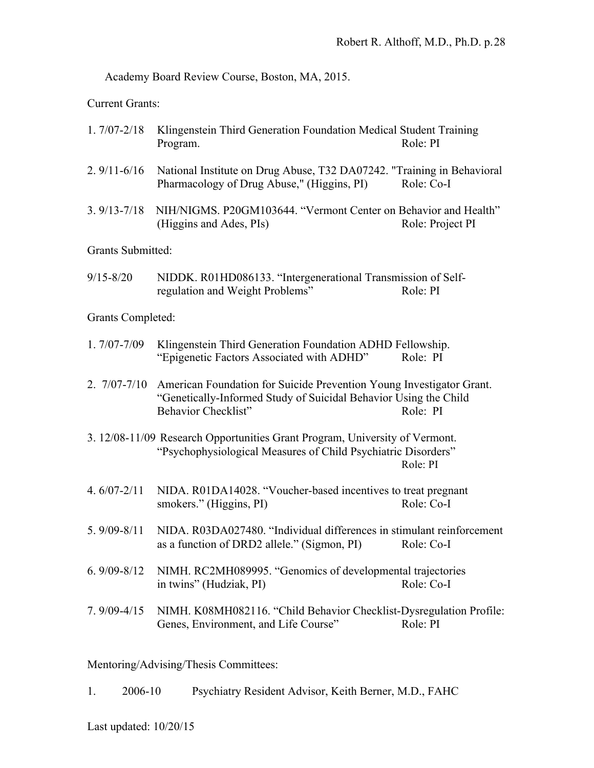Academy Board Review Course, Boston, MA, 2015.

Current Grants:

1. 7/07-2/18 Klingenstein Third Generation Foundation Medical Student Training Program. Role: PI

2. 9/11-6/16 National Institute on Drug Abuse, T32 DA07242. "Training in Behavioral Pharmacology of Drug Abuse," (Higgins, PI) Role: Co-I

3. 9/13-7/18 NIH/NIGMS. P20GM103644. "Vermont Center on Behavior and Health" (Higgins and Ades, PIs) Role: Project PI

Grants Submitted:

9/15-8/20 NIDDK. R01HD086133. "Intergenerational Transmission of Self-regulation and Weight Problems" Role: PI

Grants Completed:

1. 7/07-7/09 Klingenstein Third Generation Foundation ADHD Fellowship. "Epigenetic Factors Associated with ADHD" Role: PI

2. 7/07-7/10 American Foundation for Suicide Prevention Young Investigator Grant. "Genetically-Informed Study of Suicidal Behavior Using the Child Behavior Checklist" Role: PI

3. 12/08-11/09 Research Opportunities Grant Program, University of Vermont. "Psychophysiological Measures of Child Psychiatric Disorders" Role: PI

4. 6/07-2/11 NIDA. R01DA14028. "Voucher-based incentives to treat pregnant smokers." (Higgins, PI) Role: Co-I

5. 9/09-8/11 NIDA. R03DA027480. "Individual differences in stimulant reinforcement as a function of DRD2 allele." (Sigmon, PI) Role: Co-I

6. 9/09-8/12 NIMH. RC2MH089995. "Genomics of developmental trajectories in twins" (Hudziak, PI) Role: Co-I

7. 9/09-4/15 NIMH. K08MH082116. "Child Behavior Checklist-Dysregulation Profile: Genes, Environment, and Life Course" Role: PI

Mentoring/Advising/Thesis Committees:

1. 2006-10 Psychiatry Resident Advisor, Keith Berner, M.D., FAHC

Last updated: 10/20/15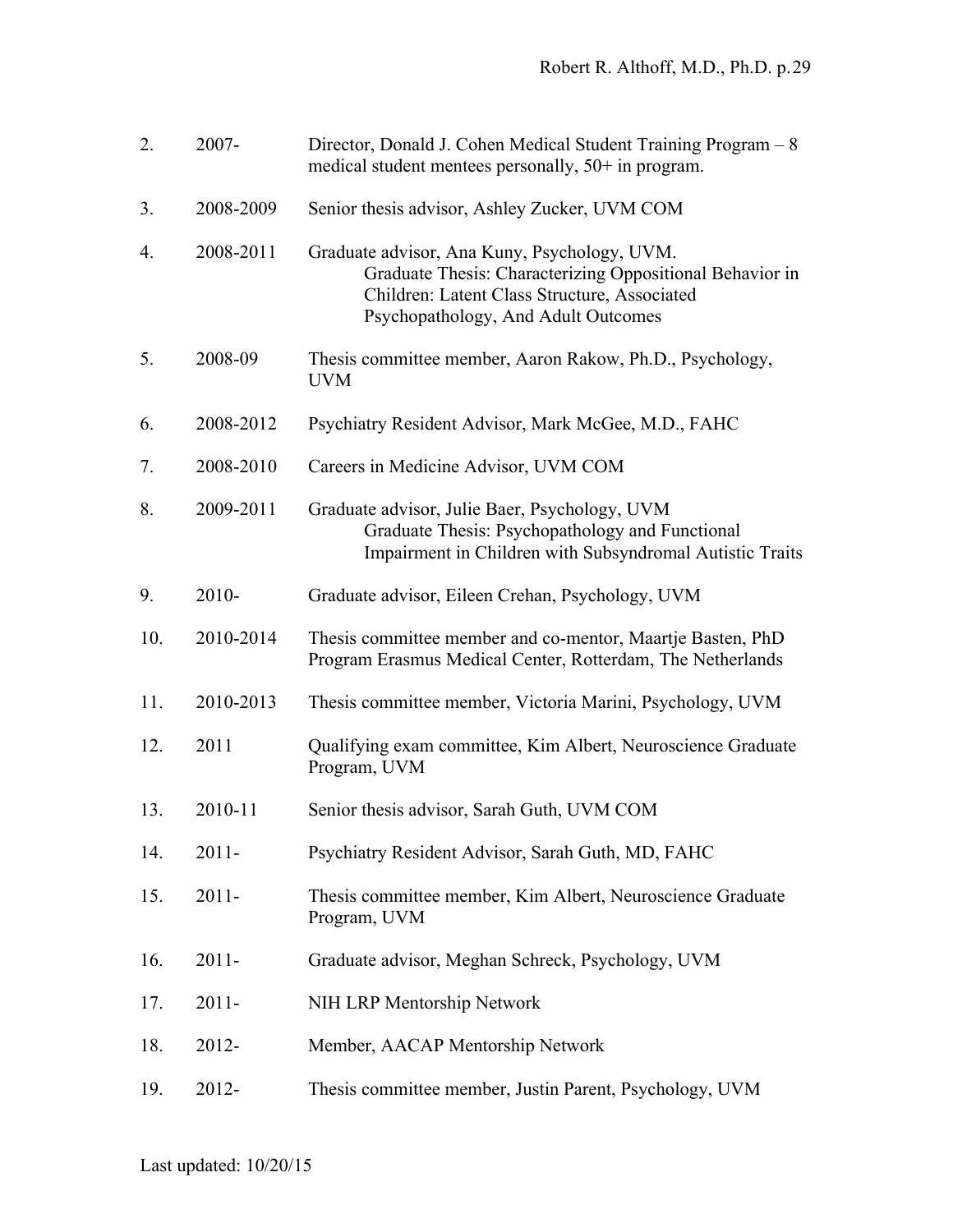2. 2007- Director, Donald J. Cohen Medical Student Training Program – 8 medical student mentees personally, 50+ in program.

3. 2008-2009 Senior thesis advisor, Ashley Zucker, UVM COM

4. 2008-2011 Graduate advisor, Ana Kuny, Psychology, UVM.
   Graduate Thesis: Characterizing Oppositional Behavior in Children: Latent Class Structure, Associated Psychopathology, And Adult Outcomes

5. 2008-09 Thesis committee member, Aaron Rakow, Ph.D., Psychology, UVM

6. 2008-2012 Psychiatry Resident Advisor, Mark McGee, M.D., FAHC

7. 2008-2010 Careers in Medicine Advisor, UVM COM

8. 2009-2011 Graduate advisor, Julie Baer, Psychology, UVM
   Graduate Thesis: Psychopathology and Functional Impairment in Children with Subsyndromal Autistic Traits

9. 2010- Graduate advisor, Eileen Crehan, Psychology, UVM

10. 2010-2014 Thesis committee member and co-mentor, Maartje Basten, PhD Program Erasmus Medical Center, Rotterdam, The Netherlands

11. 2010-2013 Thesis committee member, Victoria Marini, Psychology, UVM

12. 2011 Qualifying exam committee, Kim Albert, Neuroscience Graduate Program, UVM

13. 2010-11 Senior thesis advisor, Sarah Guth, UVM COM

14. 2011- Psychiatry Resident Advisor, Sarah Guth, MD, FAHC

15. 2011- Thesis committee member, Kim Albert, Neuroscience Graduate Program, UVM

16. 2011- Graduate advisor, Meghan Schreck, Psychology, UVM

17. 2011- NIH LRP Mentorship Network

18. 2012- Member, AACAP Mentorship Network

19. 2012- Thesis committee member, Justin Parent, Psychology, UVM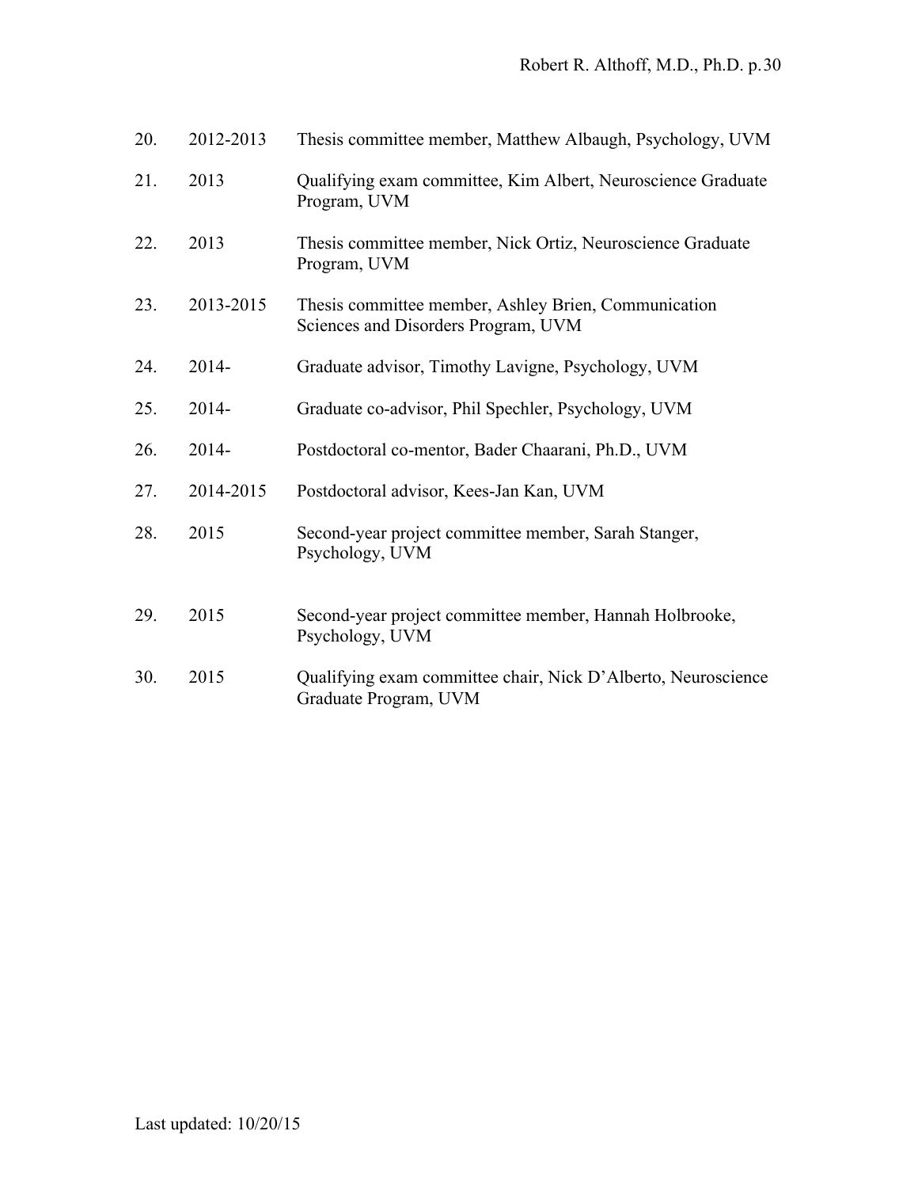20. 2012-2013 Thesis committee member, Matthew Albaugh, Psychology, UVM

21. 2013 Qualifying exam committee, Kim Albert, Neuroscience Graduate Program, UVM

22. 2013 Thesis committee member, Nick Ortiz, Neuroscience Graduate Program, UVM

23. 2013-2015 Thesis committee member, Ashley Brien, Communication Sciences and Disorders Program, UVM

24. 2014- Graduate advisor, Timothy Lavigne, Psychology, UVM

25. 2014- Graduate co-advisor, Phil Spechler, Psychology, UVM

26. 2014- Postdoctoral co-mentor, Bader Chaarani, Ph.D., UVM

27. 2014-2015 Postdoctoral advisor, Kees-Jan Kan, UVM

28. 2015 Second-year project committee member, Sarah Stanger, Psychology, UVM

29. 2015 Second-year project committee member, Hannah Holbrooke, Psychology, UVM

30. 2015 Qualifying exam committee chair, Nick D'Alberto, Neuroscience Graduate Program, UVM

Last updated: 10/20/15